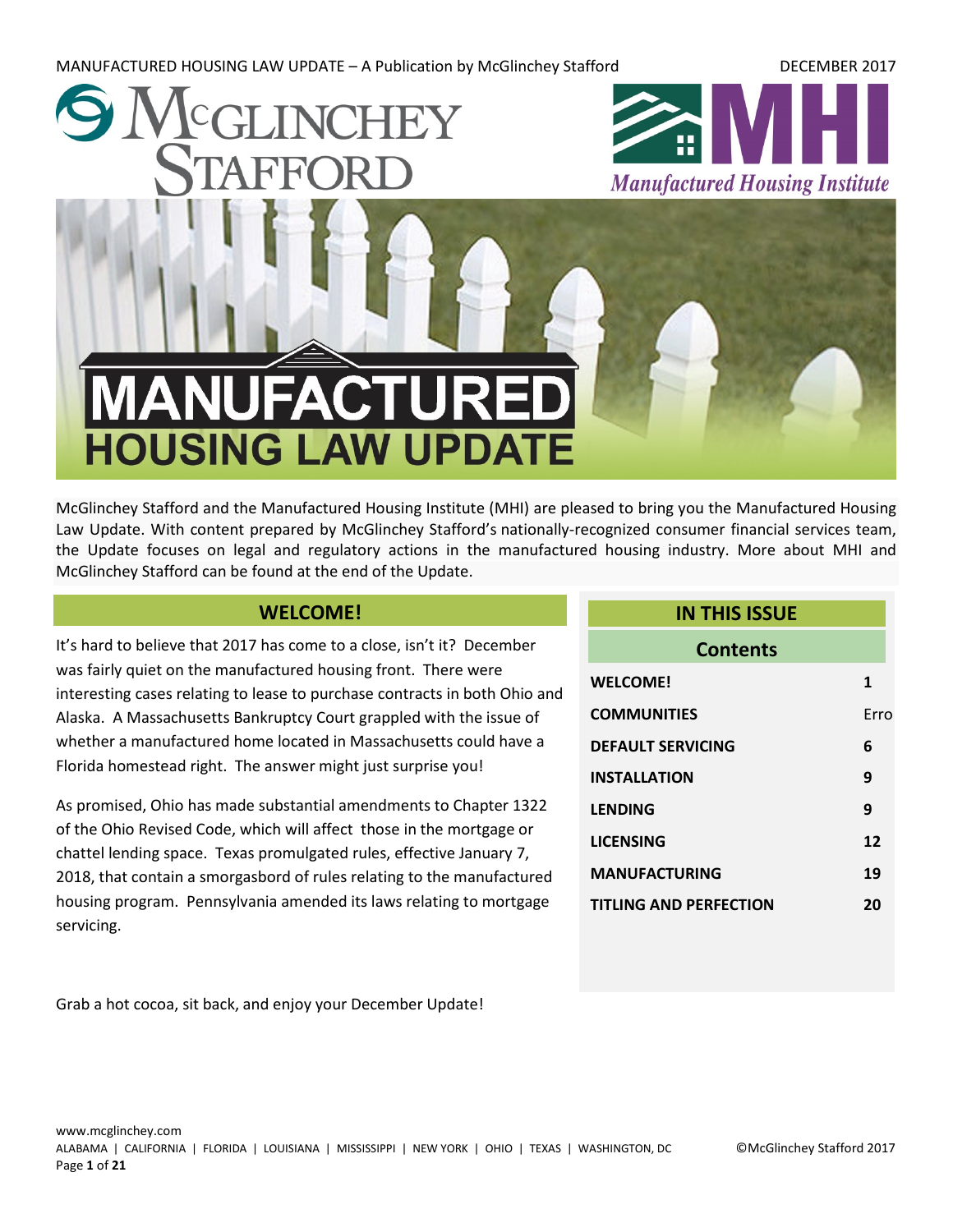# MANUFACTURED HOUSING LAW UPDATE

McGlinchey Stafford and the Manufactured Housing Institute (MHI) are pleased to bring you the Manufactured Housing Law Update. With content prepared by McGlinchey Stafford's nationally-recognized consumer financial services team, the Update focuses on legal and regulatory actions in the manufactured housing industry. More about MHI and McGlinchey Stafford can be found at the end of the Update.

## WELCOME!

It's hard to believe that 2017 has come to a close, isn't it? December was fairly quiet on the manufactured housing front. There were interesting cases relating to lease to purchase contracts in both Ohio and Alaska. A Massachusetts Bankruptcy Court grappled with the issue of whether a manufactured home located in Massachusetts could have a Florida homestead right. The answer might just surprise you!

As promised, Ohio has made substantial amendments to Chapter 1322 of the Ohio Revised Code, which will affect those in the mortgage or chattel lending space. Texas promulgated rules, effective January 7, 2018, that contain a smorgasbord of rules relating to the manufactured housing program. Pennsylvania amended its laws relating to mortgage servicing.

Grab a hot cocoa, sit back, and enjoy your December Update!

## IN THIS ISSUE

| Contents | |
|---|---|
| WELCOME! | 1 |
| COMMUNITIES | Erro |
| DEFAULT SERVICING | 6 |
| INSTALLATION | 9 |
| LENDING | 9 |
| LICENSING | 12 |
| MANUFACTURING | 19 |
| TITLING AND PERFECTION | 20 |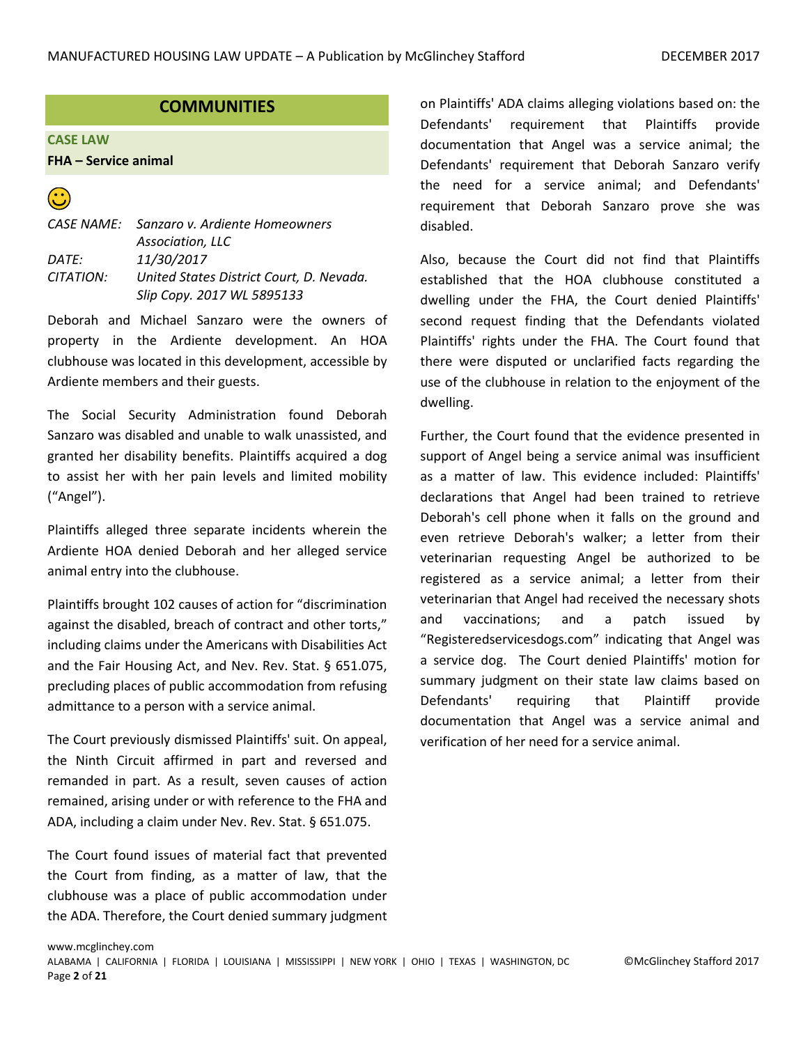## COMMUNITIES

### CASE LAW

**FHA – Service animal**

☺

| | |
|---|---|
| *CASE NAME:* | *Sanzaro v. Ardiente Homeowners Association, LLC* |
| *DATE:* | *11/30/2017* |
| *CITATION:* | *United States District Court, D. Nevada. Slip Copy. 2017 WL 5895133* |

Deborah and Michael Sanzaro were the owners of property in the Ardiente development. An HOA clubhouse was located in this development, accessible by Ardiente members and their guests.

The Social Security Administration found Deborah Sanzaro was disabled and unable to walk unassisted, and granted her disability benefits. Plaintiffs acquired a dog to assist her with her pain levels and limited mobility ("Angel").

Plaintiffs alleged three separate incidents wherein the Ardiente HOA denied Deborah and her alleged service animal entry into the clubhouse.

Plaintiffs brought 102 causes of action for "discrimination against the disabled, breach of contract and other torts," including claims under the Americans with Disabilities Act and the Fair Housing Act, and Nev. Rev. Stat. § 651.075, precluding places of public accommodation from refusing admittance to a person with a service animal.

The Court previously dismissed Plaintiffs' suit. On appeal, the Ninth Circuit affirmed in part and reversed and remanded in part. As a result, seven causes of action remained, arising under or with reference to the FHA and ADA, including a claim under Nev. Rev. Stat. § 651.075.

The Court found issues of material fact that prevented the Court from finding, as a matter of law, that the clubhouse was a place of public accommodation under the ADA. Therefore, the Court denied summary judgment on Plaintiffs' ADA claims alleging violations based on: the Defendants' requirement that Plaintiffs provide documentation that Angel was a service animal; the Defendants' requirement that Deborah Sanzaro verify the need for a service animal; and Defendants' requirement that Deborah Sanzaro prove she was disabled.

Also, because the Court did not find that Plaintiffs established that the HOA clubhouse constituted a dwelling under the FHA, the Court denied Plaintiffs' second request finding that the Defendants violated Plaintiffs' rights under the FHA. The Court found that there were disputed or unclarified facts regarding the use of the clubhouse in relation to the enjoyment of the dwelling.

Further, the Court found that the evidence presented in support of Angel being a service animal was insufficient as a matter of law. This evidence included: Plaintiffs' declarations that Angel had been trained to retrieve Deborah's cell phone when it falls on the ground and even retrieve Deborah's walker; a letter from their veterinarian requesting Angel be authorized to be registered as a service animal; a letter from their veterinarian that Angel had received the necessary shots and vaccinations; and a patch issued by "Registeredservicesdogs.com" indicating that Angel was a service dog. The Court denied Plaintiffs' motion for summary judgment on their state law claims based on Defendants' requiring that Plaintiff provide documentation that Angel was a service animal and verification of her need for a service animal.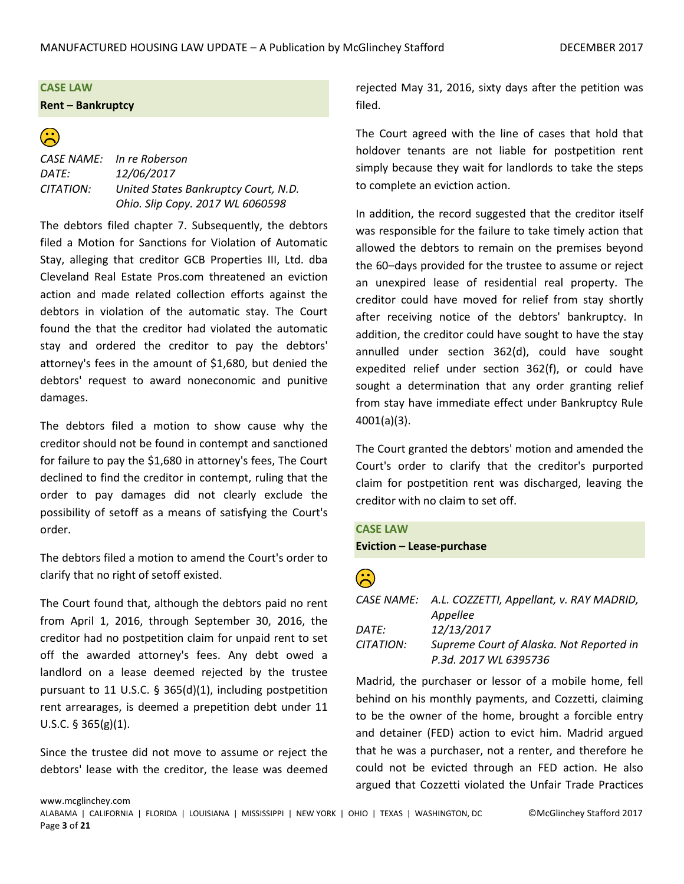**CASE LAW**

**Rent – Bankruptcy**

☹

*CASE NAME:* *In re Roberson*
*DATE:* *12/06/2017*
*CITATION:* *United States Bankruptcy Court, N.D. Ohio. Slip Copy. 2017 WL 6060598*

The debtors filed chapter 7. Subsequently, the debtors filed a Motion for Sanctions for Violation of Automatic Stay, alleging that creditor GCB Properties III, Ltd. dba Cleveland Real Estate Pros.com threatened an eviction action and made related collection efforts against the debtors in violation of the automatic stay. The Court found the that the creditor had violated the automatic stay and ordered the creditor to pay the debtors' attorney's fees in the amount of $1,680, but denied the debtors' request to award noneconomic and punitive damages.

The debtors filed a motion to show cause why the creditor should not be found in contempt and sanctioned for failure to pay the $1,680 in attorney's fees, The Court declined to find the creditor in contempt, ruling that the order to pay damages did not clearly exclude the possibility of setoff as a means of satisfying the Court's order.

The debtors filed a motion to amend the Court's order to clarify that no right of setoff existed.

The Court found that, although the debtors paid no rent from April 1, 2016, through September 30, 2016, the creditor had no postpetition claim for unpaid rent to set off the awarded attorney's fees. Any debt owed a landlord on a lease deemed rejected by the trustee pursuant to 11 U.S.C. § 365(d)(1), including postpetition rent arrearages, is deemed a prepetition debt under 11 U.S.C. § 365(g)(1).

Since the trustee did not move to assume or reject the debtors' lease with the creditor, the lease was deemed rejected May 31, 2016, sixty days after the petition was filed.

The Court agreed with the line of cases that hold that holdover tenants are not liable for postpetition rent simply because they wait for landlords to take the steps to complete an eviction action.

In addition, the record suggested that the creditor itself was responsible for the failure to take timely action that allowed the debtors to remain on the premises beyond the 60–days provided for the trustee to assume or reject an unexpired lease of residential real property. The creditor could have moved for relief from stay shortly after receiving notice of the debtors' bankruptcy. In addition, the creditor could have sought to have the stay annulled under section 362(d), could have sought expedited relief under section 362(f), or could have sought a determination that any order granting relief from stay have immediate effect under Bankruptcy Rule 4001(a)(3).

The Court granted the debtors' motion and amended the Court's order to clarify that the creditor's purported claim for postpetition rent was discharged, leaving the creditor with no claim to set off.

**CASE LAW**

**Eviction – Lease-purchase**

☹

*CASE NAME:* *A.L. COZZETTI, Appellant, v. RAY MADRID, Appellee*
*DATE:* *12/13/2017*
*CITATION:* *Supreme Court of Alaska. Not Reported in P.3d. 2017 WL 6395736*

Madrid, the purchaser or lessor of a mobile home, fell behind on his monthly payments, and Cozzetti, claiming to be the owner of the home, brought a forcible entry and detainer (FED) action to evict him. Madrid argued that he was a purchaser, not a renter, and therefore he could not be evicted through an FED action. He also argued that Cozzetti violated the Unfair Trade Practices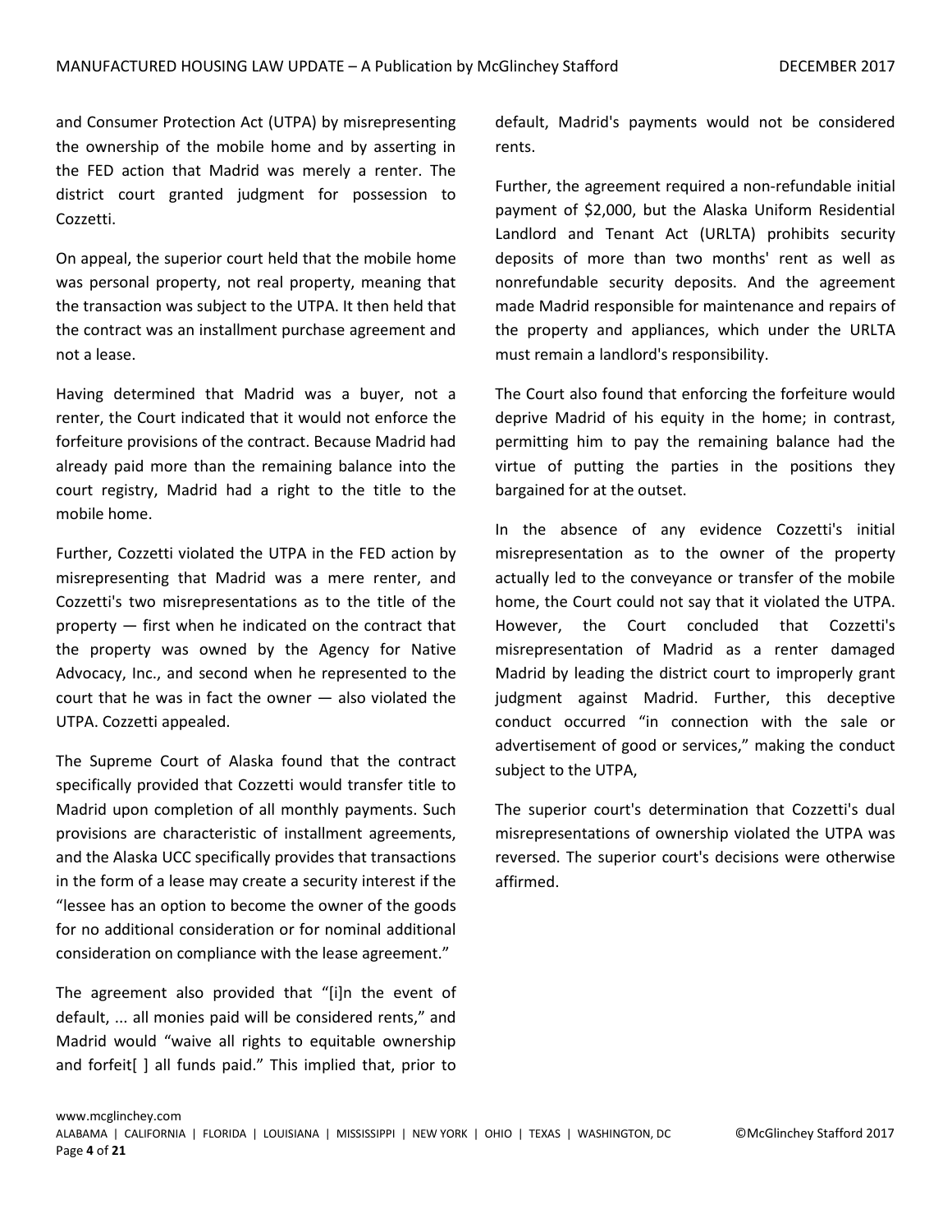and Consumer Protection Act (UTPA) by misrepresenting the ownership of the mobile home and by asserting in the FED action that Madrid was merely a renter. The district court granted judgment for possession to Cozzetti.

On appeal, the superior court held that the mobile home was personal property, not real property, meaning that the transaction was subject to the UTPA. It then held that the contract was an installment purchase agreement and not a lease.

Having determined that Madrid was a buyer, not a renter, the Court indicated that it would not enforce the forfeiture provisions of the contract. Because Madrid had already paid more than the remaining balance into the court registry, Madrid had a right to the title to the mobile home.

Further, Cozzetti violated the UTPA in the FED action by misrepresenting that Madrid was a mere renter, and Cozzetti's two misrepresentations as to the title of the property — first when he indicated on the contract that the property was owned by the Agency for Native Advocacy, Inc., and second when he represented to the court that he was in fact the owner — also violated the UTPA. Cozzetti appealed.

The Supreme Court of Alaska found that the contract specifically provided that Cozzetti would transfer title to Madrid upon completion of all monthly payments. Such provisions are characteristic of installment agreements, and the Alaska UCC specifically provides that transactions in the form of a lease may create a security interest if the "lessee has an option to become the owner of the goods for no additional consideration or for nominal additional consideration on compliance with the lease agreement."

The agreement also provided that "[i]n the event of default, ... all monies paid will be considered rents," and Madrid would "waive all rights to equitable ownership and forfeit[ ] all funds paid." This implied that, prior to default, Madrid's payments would not be considered rents.

Further, the agreement required a non-refundable initial payment of $2,000, but the Alaska Uniform Residential Landlord and Tenant Act (URLTA) prohibits security deposits of more than two months' rent as well as nonrefundable security deposits. And the agreement made Madrid responsible for maintenance and repairs of the property and appliances, which under the URLTA must remain a landlord's responsibility.

The Court also found that enforcing the forfeiture would deprive Madrid of his equity in the home; in contrast, permitting him to pay the remaining balance had the virtue of putting the parties in the positions they bargained for at the outset.

In the absence of any evidence Cozzetti's initial misrepresentation as to the owner of the property actually led to the conveyance or transfer of the mobile home, the Court could not say that it violated the UTPA. However, the Court concluded that Cozzetti's misrepresentation of Madrid as a renter damaged Madrid by leading the district court to improperly grant judgment against Madrid. Further, this deceptive conduct occurred "in connection with the sale or advertisement of good or services," making the conduct subject to the UTPA,

The superior court's determination that Cozzetti's dual misrepresentations of ownership violated the UTPA was reversed. The superior court's decisions were otherwise affirmed.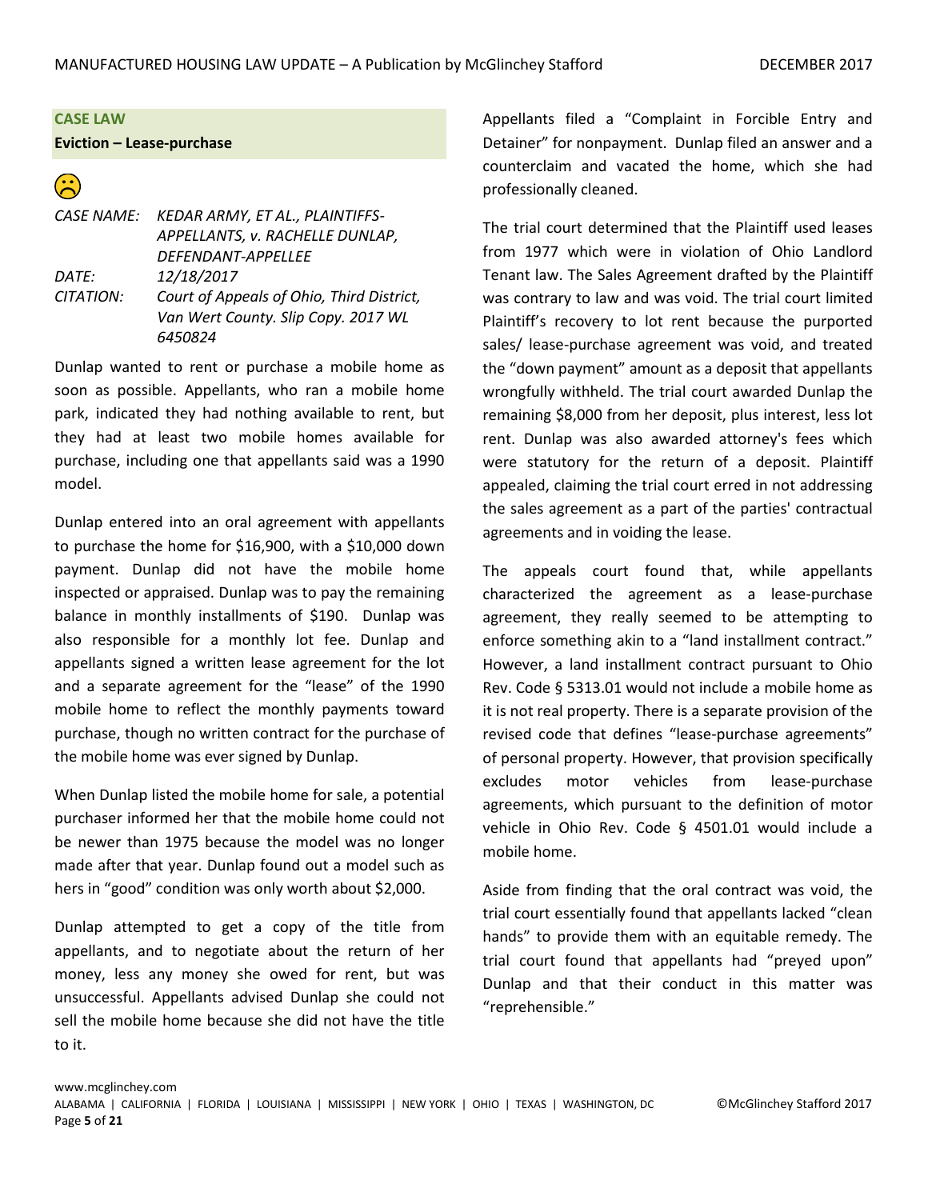**CASE LAW**

**Eviction – Lease-purchase**

☹

*CASE NAME:* *KEDAR ARMY, ET AL., PLAINTIFFS-APPELLANTS, v. RACHELLE DUNLAP, DEFENDANT-APPELLEE*

*DATE:* *12/18/2017*

*CITATION:* *Court of Appeals of Ohio, Third District, Van Wert County. Slip Copy. 2017 WL 6450824*

Dunlap wanted to rent or purchase a mobile home as soon as possible. Appellants, who ran a mobile home park, indicated they had nothing available to rent, but they had at least two mobile homes available for purchase, including one that appellants said was a 1990 model.

Dunlap entered into an oral agreement with appellants to purchase the home for $16,900, with a $10,000 down payment. Dunlap did not have the mobile home inspected or appraised. Dunlap was to pay the remaining balance in monthly installments of $190. Dunlap was also responsible for a monthly lot fee. Dunlap and appellants signed a written lease agreement for the lot and a separate agreement for the "lease" of the 1990 mobile home to reflect the monthly payments toward purchase, though no written contract for the purchase of the mobile home was ever signed by Dunlap.

When Dunlap listed the mobile home for sale, a potential purchaser informed her that the mobile home could not be newer than 1975 because the model was no longer made after that year. Dunlap found out a model such as hers in "good" condition was only worth about $2,000.

Dunlap attempted to get a copy of the title from appellants, and to negotiate about the return of her money, less any money she owed for rent, but was unsuccessful. Appellants advised Dunlap she could not sell the mobile home because she did not have the title to it.

Appellants filed a "Complaint in Forcible Entry and Detainer" for nonpayment. Dunlap filed an answer and a counterclaim and vacated the home, which she had professionally cleaned.

The trial court determined that the Plaintiff used leases from 1977 which were in violation of Ohio Landlord Tenant law. The Sales Agreement drafted by the Plaintiff was contrary to law and was void. The trial court limited Plaintiff's recovery to lot rent because the purported sales/ lease-purchase agreement was void, and treated the "down payment" amount as a deposit that appellants wrongfully withheld. The trial court awarded Dunlap the remaining $8,000 from her deposit, plus interest, less lot rent. Dunlap was also awarded attorney's fees which were statutory for the return of a deposit. Plaintiff appealed, claiming the trial court erred in not addressing the sales agreement as a part of the parties' contractual agreements and in voiding the lease.

The appeals court found that, while appellants characterized the agreement as a lease-purchase agreement, they really seemed to be attempting to enforce something akin to a "land installment contract." However, a land installment contract pursuant to Ohio Rev. Code § 5313.01 would not include a mobile home as it is not real property. There is a separate provision of the revised code that defines "lease-purchase agreements" of personal property. However, that provision specifically excludes motor vehicles from lease-purchase agreements, which pursuant to the definition of motor vehicle in Ohio Rev. Code § 4501.01 would include a mobile home.

Aside from finding that the oral contract was void, the trial court essentially found that appellants lacked "clean hands" to provide them with an equitable remedy. The trial court found that appellants had "preyed upon" Dunlap and that their conduct in this matter was "reprehensible."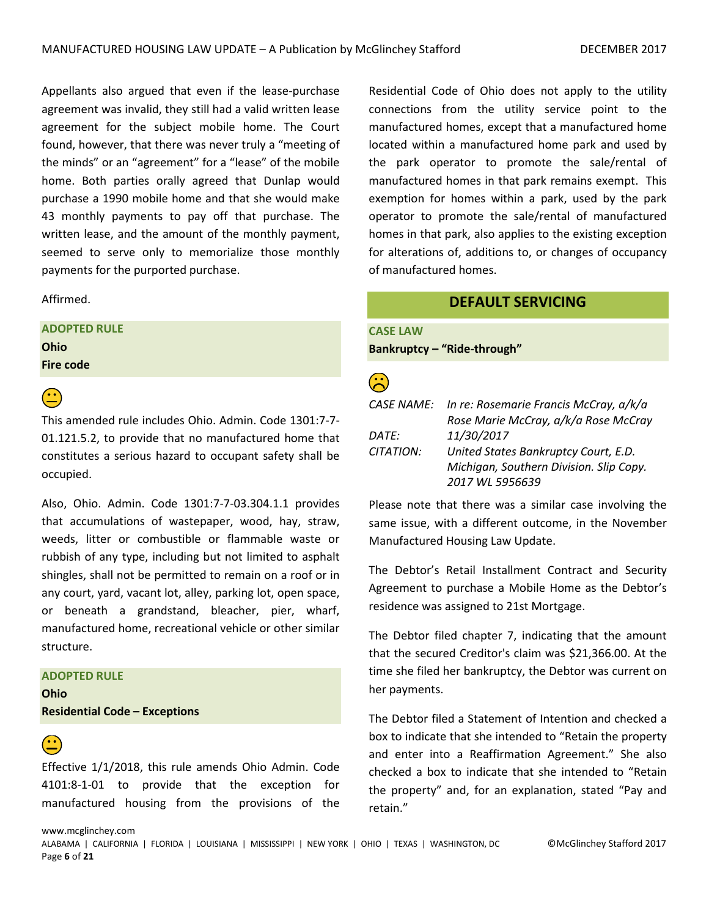Appellants also argued that even if the lease-purchase agreement was invalid, they still had a valid written lease agreement for the subject mobile home. The Court found, however, that there was never truly a "meeting of the minds" or an "agreement" for a "lease" of the mobile home. Both parties orally agreed that Dunlap would purchase a 1990 mobile home and that she would make 43 monthly payments to pay off that purchase. The written lease, and the amount of the monthly payment, seemed to serve only to memorialize those monthly payments for the purported purchase.

Affirmed.

**ADOPTED RULE**
**Ohio**
**Fire code**

😐

This amended rule includes Ohio. Admin. Code 1301:7-7-01.121.5.2, to provide that no manufactured home that constitutes a serious hazard to occupant safety shall be occupied.

Also, Ohio. Admin. Code 1301:7-7-03.304.1.1 provides that accumulations of wastepaper, wood, hay, straw, weeds, litter or combustible or flammable waste or rubbish of any type, including but not limited to asphalt shingles, shall not be permitted to remain on a roof or in any court, yard, vacant lot, alley, parking lot, open space, or beneath a grandstand, bleacher, pier, wharf, manufactured home, recreational vehicle or other similar structure.

**ADOPTED RULE**
**Ohio**
**Residential Code – Exceptions**

😐

Effective 1/1/2018, this rule amends Ohio Admin. Code 4101:8-1-01 to provide that the exception for manufactured housing from the provisions of the Residential Code of Ohio does not apply to the utility connections from the utility service point to the manufactured homes, except that a manufactured home located within a manufactured home park and used by the park operator to promote the sale/rental of manufactured homes in that park remains exempt. This exemption for homes within a park, used by the park operator to promote the sale/rental of manufactured homes in that park, also applies to the existing exception for alterations of, additions to, or changes of occupancy of manufactured homes.

## DEFAULT SERVICING

**CASE LAW**
**Bankruptcy – "Ride-through"**

☹

| | |
|---|---|
| *CASE NAME:* | *In re: Rosemarie Francis McCray, a/k/a Rose Marie McCray, a/k/a Rose McCray* |
| *DATE:* | *11/30/2017* |
| *CITATION:* | *United States Bankruptcy Court, E.D. Michigan, Southern Division. Slip Copy. 2017 WL 5956639* |

Please note that there was a similar case involving the same issue, with a different outcome, in the November Manufactured Housing Law Update.

The Debtor's Retail Installment Contract and Security Agreement to purchase a Mobile Home as the Debtor's residence was assigned to 21st Mortgage.

The Debtor filed chapter 7, indicating that the amount that the secured Creditor's claim was $21,366.00. At the time she filed her bankruptcy, the Debtor was current on her payments.

The Debtor filed a Statement of Intention and checked a box to indicate that she intended to "Retain the property and enter into a Reaffirmation Agreement." She also checked a box to indicate that she intended to "Retain the property" and, for an explanation, stated "Pay and retain."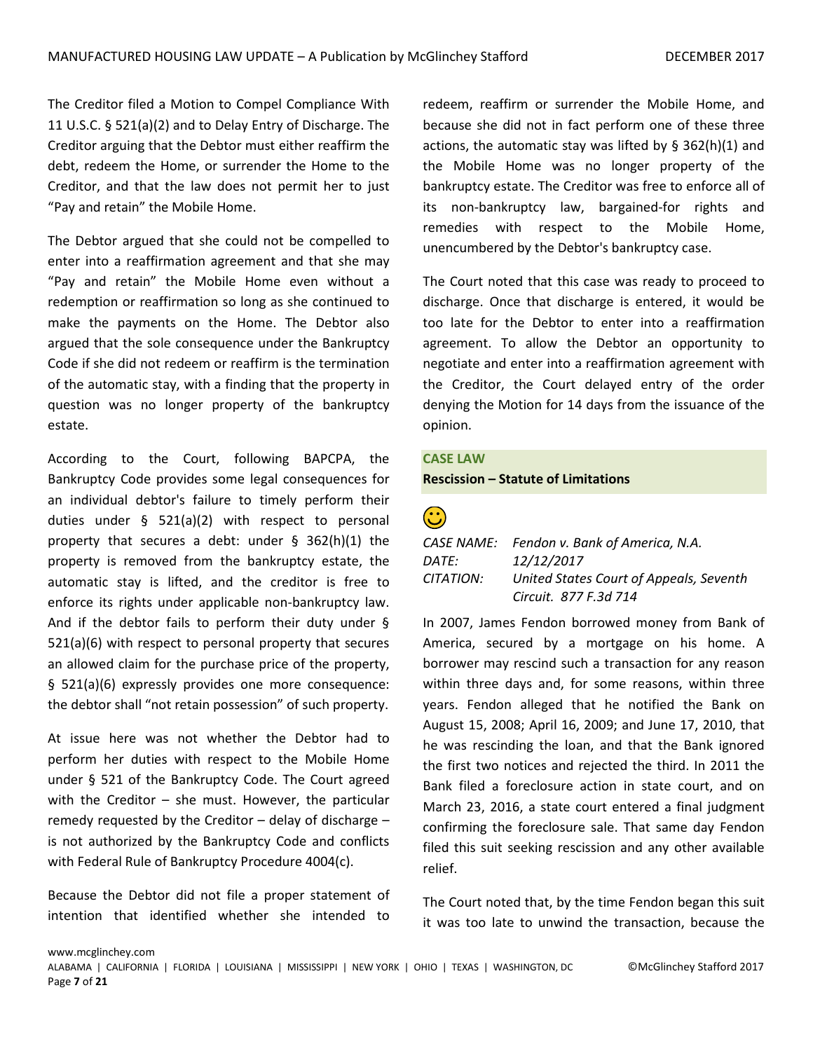The Creditor filed a Motion to Compel Compliance With 11 U.S.C. § 521(a)(2) and to Delay Entry of Discharge. The Creditor arguing that the Debtor must either reaffirm the debt, redeem the Home, or surrender the Home to the Creditor, and that the law does not permit her to just "Pay and retain" the Mobile Home.

The Debtor argued that she could not be compelled to enter into a reaffirmation agreement and that she may "Pay and retain" the Mobile Home even without a redemption or reaffirmation so long as she continued to make the payments on the Home. The Debtor also argued that the sole consequence under the Bankruptcy Code if she did not redeem or reaffirm is the termination of the automatic stay, with a finding that the property in question was no longer property of the bankruptcy estate.

According to the Court, following BAPCPA, the Bankruptcy Code provides some legal consequences for an individual debtor's failure to timely perform their duties under § 521(a)(2) with respect to personal property that secures a debt: under § 362(h)(1) the property is removed from the bankruptcy estate, the automatic stay is lifted, and the creditor is free to enforce its rights under applicable non-bankruptcy law. And if the debtor fails to perform their duty under § 521(a)(6) with respect to personal property that secures an allowed claim for the purchase price of the property, § 521(a)(6) expressly provides one more consequence: the debtor shall "not retain possession" of such property.

At issue here was not whether the Debtor had to perform her duties with respect to the Mobile Home under § 521 of the Bankruptcy Code. The Court agreed with the Creditor – she must. However, the particular remedy requested by the Creditor – delay of discharge – is not authorized by the Bankruptcy Code and conflicts with Federal Rule of Bankruptcy Procedure 4004(c).

Because the Debtor did not file a proper statement of intention that identified whether she intended to redeem, reaffirm or surrender the Mobile Home, and because she did not in fact perform one of these three actions, the automatic stay was lifted by § 362(h)(1) and the Mobile Home was no longer property of the bankruptcy estate. The Creditor was free to enforce all of its non-bankruptcy law, bargained-for rights and remedies with respect to the Mobile Home, unencumbered by the Debtor's bankruptcy case.

The Court noted that this case was ready to proceed to discharge. Once that discharge is entered, it would be too late for the Debtor to enter into a reaffirmation agreement. To allow the Debtor an opportunity to negotiate and enter into a reaffirmation agreement with the Creditor, the Court delayed entry of the order denying the Motion for 14 days from the issuance of the opinion.

**CASE LAW**

**Rescission – Statute of Limitations**

☺

| | |
|---|---|
| *CASE NAME:* | *Fendon v. Bank of America, N.A.* |
| *DATE:* | *12/12/2017* |
| *CITATION:* | *United States Court of Appeals, Seventh Circuit. 877 F.3d 714* |

In 2007, James Fendon borrowed money from Bank of America, secured by a mortgage on his home. A borrower may rescind such a transaction for any reason within three days and, for some reasons, within three years. Fendon alleged that he notified the Bank on August 15, 2008; April 16, 2009; and June 17, 2010, that he was rescinding the loan, and that the Bank ignored the first two notices and rejected the third. In 2011 the Bank filed a foreclosure action in state court, and on March 23, 2016, a state court entered a final judgment confirming the foreclosure sale. That same day Fendon filed this suit seeking rescission and any other available relief.

The Court noted that, by the time Fendon began this suit it was too late to unwind the transaction, because the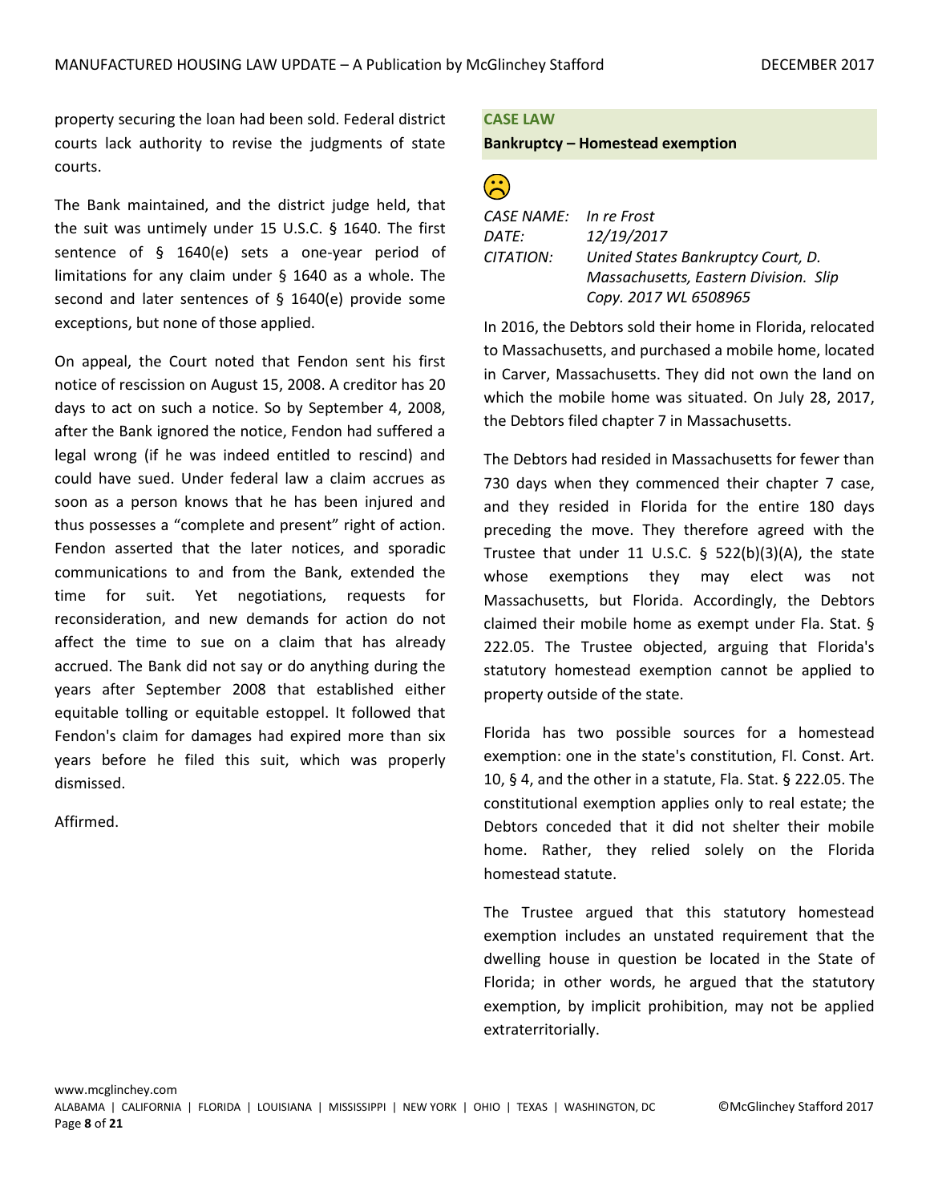property securing the loan had been sold. Federal district courts lack authority to revise the judgments of state courts.

The Bank maintained, and the district judge held, that the suit was untimely under 15 U.S.C. § 1640. The first sentence of § 1640(e) sets a one-year period of limitations for any claim under § 1640 as a whole. The second and later sentences of § 1640(e) provide some exceptions, but none of those applied.

On appeal, the Court noted that Fendon sent his first notice of rescission on August 15, 2008. A creditor has 20 days to act on such a notice. So by September 4, 2008, after the Bank ignored the notice, Fendon had suffered a legal wrong (if he was indeed entitled to rescind) and could have sued. Under federal law a claim accrues as soon as a person knows that he has been injured and thus possesses a "complete and present" right of action. Fendon asserted that the later notices, and sporadic communications to and from the Bank, extended the time for suit. Yet negotiations, requests for reconsideration, and new demands for action do not affect the time to sue on a claim that has already accrued. The Bank did not say or do anything during the years after September 2008 that established either equitable tolling or equitable estoppel. It followed that Fendon's claim for damages had expired more than six years before he filed this suit, which was properly dismissed.

Affirmed.

## CASE LAW

**Bankruptcy – Homestead exemption**

☹

| | |
|---|---|
| *CASE NAME:* | *In re Frost* |
| *DATE:* | *12/19/2017* |
| *CITATION:* | *United States Bankruptcy Court, D. Massachusetts, Eastern Division. Slip Copy. 2017 WL 6508965* |

In 2016, the Debtors sold their home in Florida, relocated to Massachusetts, and purchased a mobile home, located in Carver, Massachusetts. They did not own the land on which the mobile home was situated. On July 28, 2017, the Debtors filed chapter 7 in Massachusetts.

The Debtors had resided in Massachusetts for fewer than 730 days when they commenced their chapter 7 case, and they resided in Florida for the entire 180 days preceding the move. They therefore agreed with the Trustee that under 11 U.S.C. § 522(b)(3)(A), the state whose exemptions they may elect was not Massachusetts, but Florida. Accordingly, the Debtors claimed their mobile home as exempt under Fla. Stat. § 222.05. The Trustee objected, arguing that Florida's statutory homestead exemption cannot be applied to property outside of the state.

Florida has two possible sources for a homestead exemption: one in the state's constitution, Fl. Const. Art. 10, § 4, and the other in a statute, Fla. Stat. § 222.05. The constitutional exemption applies only to real estate; the Debtors conceded that it did not shelter their mobile home. Rather, they relied solely on the Florida homestead statute.

The Trustee argued that this statutory homestead exemption includes an unstated requirement that the dwelling house in question be located in the State of Florida; in other words, he argued that the statutory exemption, by implicit prohibition, may not be applied extraterritorially.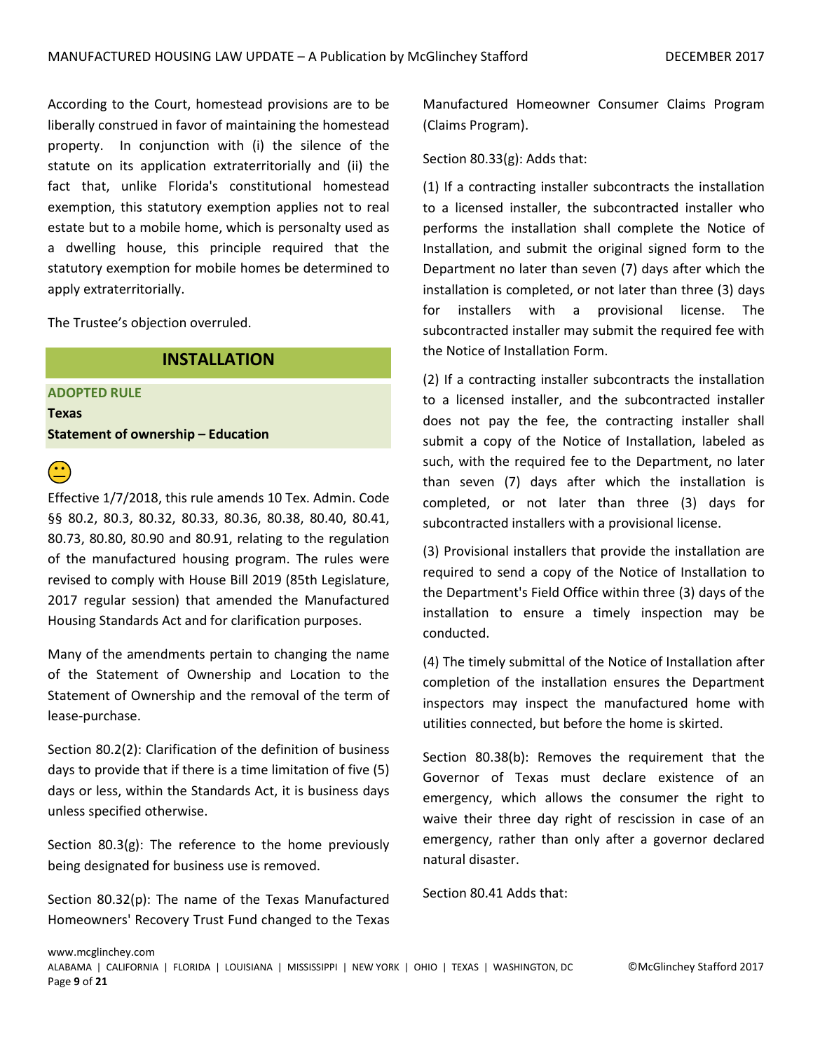According to the Court, homestead provisions are to be liberally construed in favor of maintaining the homestead property. In conjunction with (i) the silence of the statute on its application extraterritorially and (ii) the fact that, unlike Florida's constitutional homestead exemption, this statutory exemption applies not to real estate but to a mobile home, which is personalty used as a dwelling house, this principle required that the statutory exemption for mobile homes be determined to apply extraterritorially.

The Trustee's objection overruled.

## INSTALLATION

**ADOPTED RULE**

**Texas**

**Statement of ownership – Education**

😐

Effective 1/7/2018, this rule amends 10 Tex. Admin. Code §§ 80.2, 80.3, 80.32, 80.33, 80.36, 80.38, 80.40, 80.41, 80.73, 80.80, 80.90 and 80.91, relating to the regulation of the manufactured housing program. The rules were revised to comply with House Bill 2019 (85th Legislature, 2017 regular session) that amended the Manufactured Housing Standards Act and for clarification purposes.

Many of the amendments pertain to changing the name of the Statement of Ownership and Location to the Statement of Ownership and the removal of the term of lease-purchase.

Section 80.2(2): Clarification of the definition of business days to provide that if there is a time limitation of five (5) days or less, within the Standards Act, it is business days unless specified otherwise.

Section 80.3(g): The reference to the home previously being designated for business use is removed.

Section 80.32(p): The name of the Texas Manufactured Homeowners' Recovery Trust Fund changed to the Texas Manufactured Homeowner Consumer Claims Program (Claims Program).

Section 80.33(g): Adds that:

(1) If a contracting installer subcontracts the installation to a licensed installer, the subcontracted installer who performs the installation shall complete the Notice of Installation, and submit the original signed form to the Department no later than seven (7) days after which the installation is completed, or not later than three (3) days for installers with a provisional license. The subcontracted installer may submit the required fee with the Notice of Installation Form.

(2) If a contracting installer subcontracts the installation to a licensed installer, and the subcontracted installer does not pay the fee, the contracting installer shall submit a copy of the Notice of Installation, labeled as such, with the required fee to the Department, no later than seven (7) days after which the installation is completed, or not later than three (3) days for subcontracted installers with a provisional license.

(3) Provisional installers that provide the installation are required to send a copy of the Notice of Installation to the Department's Field Office within three (3) days of the installation to ensure a timely inspection may be conducted.

(4) The timely submittal of the Notice of Installation after completion of the installation ensures the Department inspectors may inspect the manufactured home with utilities connected, but before the home is skirted.

Section 80.38(b): Removes the requirement that the Governor of Texas must declare existence of an emergency, which allows the consumer the right to waive their three day right of rescission in case of an emergency, rather than only after a governor declared natural disaster.

Section 80.41 Adds that: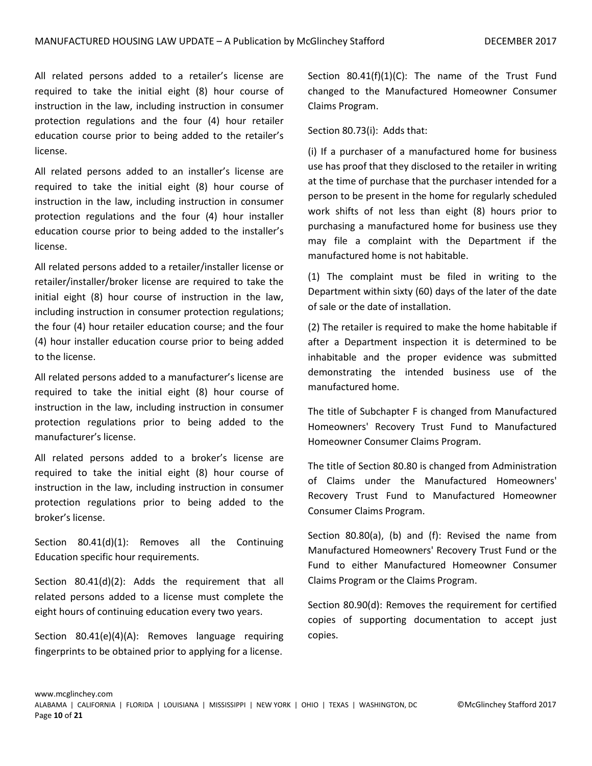All related persons added to a retailer's license are required to take the initial eight (8) hour course of instruction in the law, including instruction in consumer protection regulations and the four (4) hour retailer education course prior to being added to the retailer's license.

All related persons added to an installer's license are required to take the initial eight (8) hour course of instruction in the law, including instruction in consumer protection regulations and the four (4) hour installer education course prior to being added to the installer's license.

All related persons added to a retailer/installer license or retailer/installer/broker license are required to take the initial eight (8) hour course of instruction in the law, including instruction in consumer protection regulations; the four (4) hour retailer education course; and the four (4) hour installer education course prior to being added to the license.

All related persons added to a manufacturer's license are required to take the initial eight (8) hour course of instruction in the law, including instruction in consumer protection regulations prior to being added to the manufacturer's license.

All related persons added to a broker's license are required to take the initial eight (8) hour course of instruction in the law, including instruction in consumer protection regulations prior to being added to the broker's license.

Section 80.41(d)(1): Removes all the Continuing Education specific hour requirements.

Section 80.41(d)(2): Adds the requirement that all related persons added to a license must complete the eight hours of continuing education every two years.

Section 80.41(e)(4)(A): Removes language requiring fingerprints to be obtained prior to applying for a license.

Section 80.41(f)(1)(C): The name of the Trust Fund changed to the Manufactured Homeowner Consumer Claims Program.

Section 80.73(i): Adds that:

(i) If a purchaser of a manufactured home for business use has proof that they disclosed to the retailer in writing at the time of purchase that the purchaser intended for a person to be present in the home for regularly scheduled work shifts of not less than eight (8) hours prior to purchasing a manufactured home for business use they may file a complaint with the Department if the manufactured home is not habitable.

(1) The complaint must be filed in writing to the Department within sixty (60) days of the later of the date of sale or the date of installation.

(2) The retailer is required to make the home habitable if after a Department inspection it is determined to be inhabitable and the proper evidence was submitted demonstrating the intended business use of the manufactured home.

The title of Subchapter F is changed from Manufactured Homeowners' Recovery Trust Fund to Manufactured Homeowner Consumer Claims Program.

The title of Section 80.80 is changed from Administration of Claims under the Manufactured Homeowners' Recovery Trust Fund to Manufactured Homeowner Consumer Claims Program.

Section 80.80(a), (b) and (f): Revised the name from Manufactured Homeowners' Recovery Trust Fund or the Fund to either Manufactured Homeowner Consumer Claims Program or the Claims Program.

Section 80.90(d): Removes the requirement for certified copies of supporting documentation to accept just copies.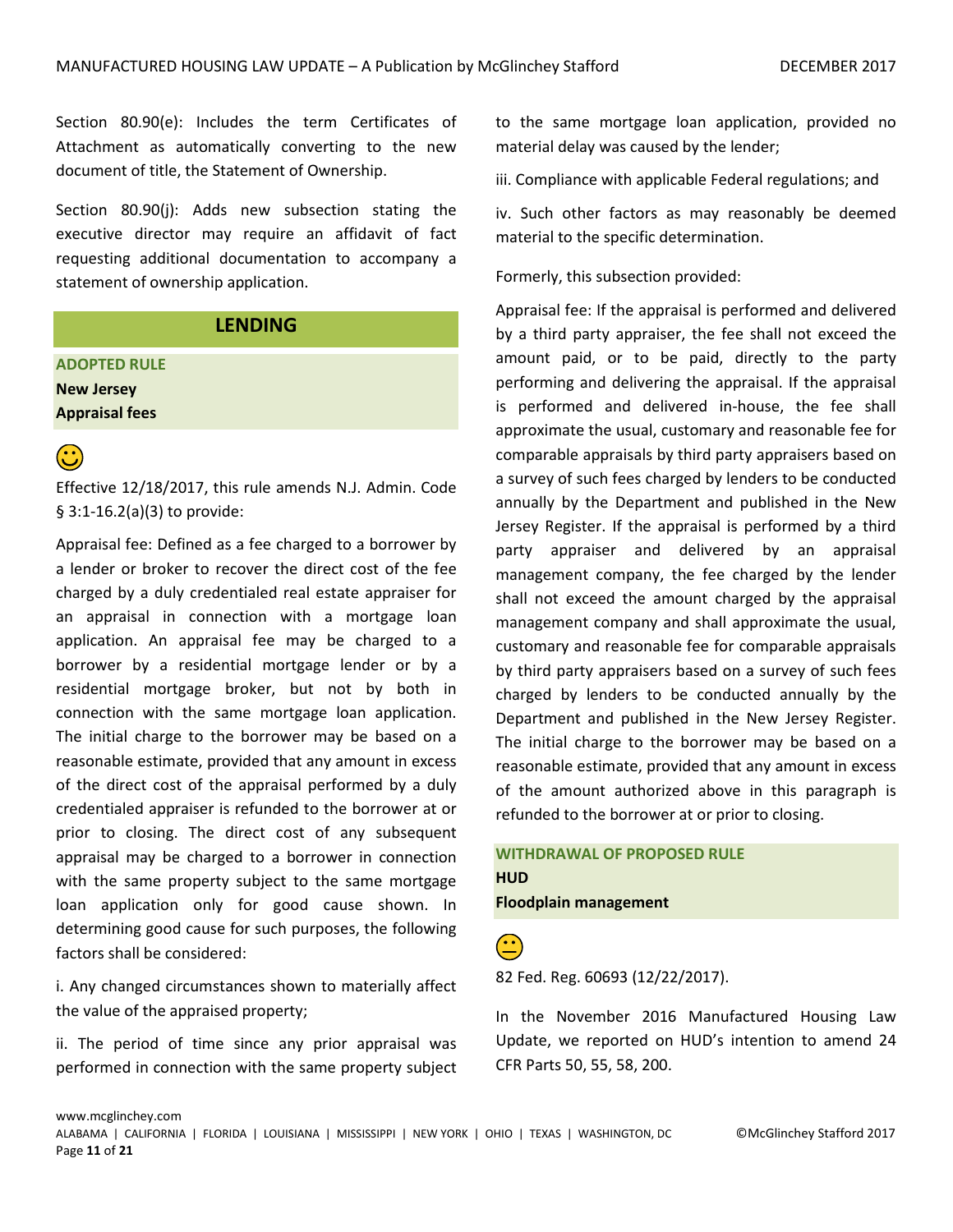Section 80.90(e): Includes the term Certificates of Attachment as automatically converting to the new document of title, the Statement of Ownership.

Section 80.90(j): Adds new subsection stating the executive director may require an affidavit of fact requesting additional documentation to accompany a statement of ownership application.

## LENDING

**ADOPTED RULE**
**New Jersey**
**Appraisal fees**

😊

Effective 12/18/2017, this rule amends N.J. Admin. Code § 3:1-16.2(a)(3) to provide:

Appraisal fee: Defined as a fee charged to a borrower by a lender or broker to recover the direct cost of the fee charged by a duly credentialed real estate appraiser for an appraisal in connection with a mortgage loan application. An appraisal fee may be charged to a borrower by a residential mortgage lender or by a residential mortgage broker, but not by both in connection with the same mortgage loan application. The initial charge to the borrower may be based on a reasonable estimate, provided that any amount in excess of the direct cost of the appraisal performed by a duly credentialed appraiser is refunded to the borrower at or prior to closing. The direct cost of any subsequent appraisal may be charged to a borrower in connection with the same property subject to the same mortgage loan application only for good cause shown. In determining good cause for such purposes, the following factors shall be considered:

i. Any changed circumstances shown to materially affect the value of the appraised property;

ii. The period of time since any prior appraisal was performed in connection with the same property subject to the same mortgage loan application, provided no material delay was caused by the lender;

iii. Compliance with applicable Federal regulations; and

iv. Such other factors as may reasonably be deemed material to the specific determination.

Formerly, this subsection provided:

Appraisal fee: If the appraisal is performed and delivered by a third party appraiser, the fee shall not exceed the amount paid, or to be paid, directly to the party performing and delivering the appraisal. If the appraisal is performed and delivered in-house, the fee shall approximate the usual, customary and reasonable fee for comparable appraisals by third party appraisers based on a survey of such fees charged by lenders to be conducted annually by the Department and published in the New Jersey Register. If the appraisal is performed by a third party appraiser and delivered by an appraisal management company, the fee charged by the lender shall not exceed the amount charged by the appraisal management company and shall approximate the usual, customary and reasonable fee for comparable appraisals by third party appraisers based on a survey of such fees charged by lenders to be conducted annually by the Department and published in the New Jersey Register. The initial charge to the borrower may be based on a reasonable estimate, provided that any amount in excess of the amount authorized above in this paragraph is refunded to the borrower at or prior to closing.

**WITHDRAWAL OF PROPOSED RULE**
**HUD**
**Floodplain management**

😐

82 Fed. Reg. 60693 (12/22/2017).

In the November 2016 Manufactured Housing Law Update, we reported on HUD's intention to amend 24 CFR Parts 50, 55, 58, 200.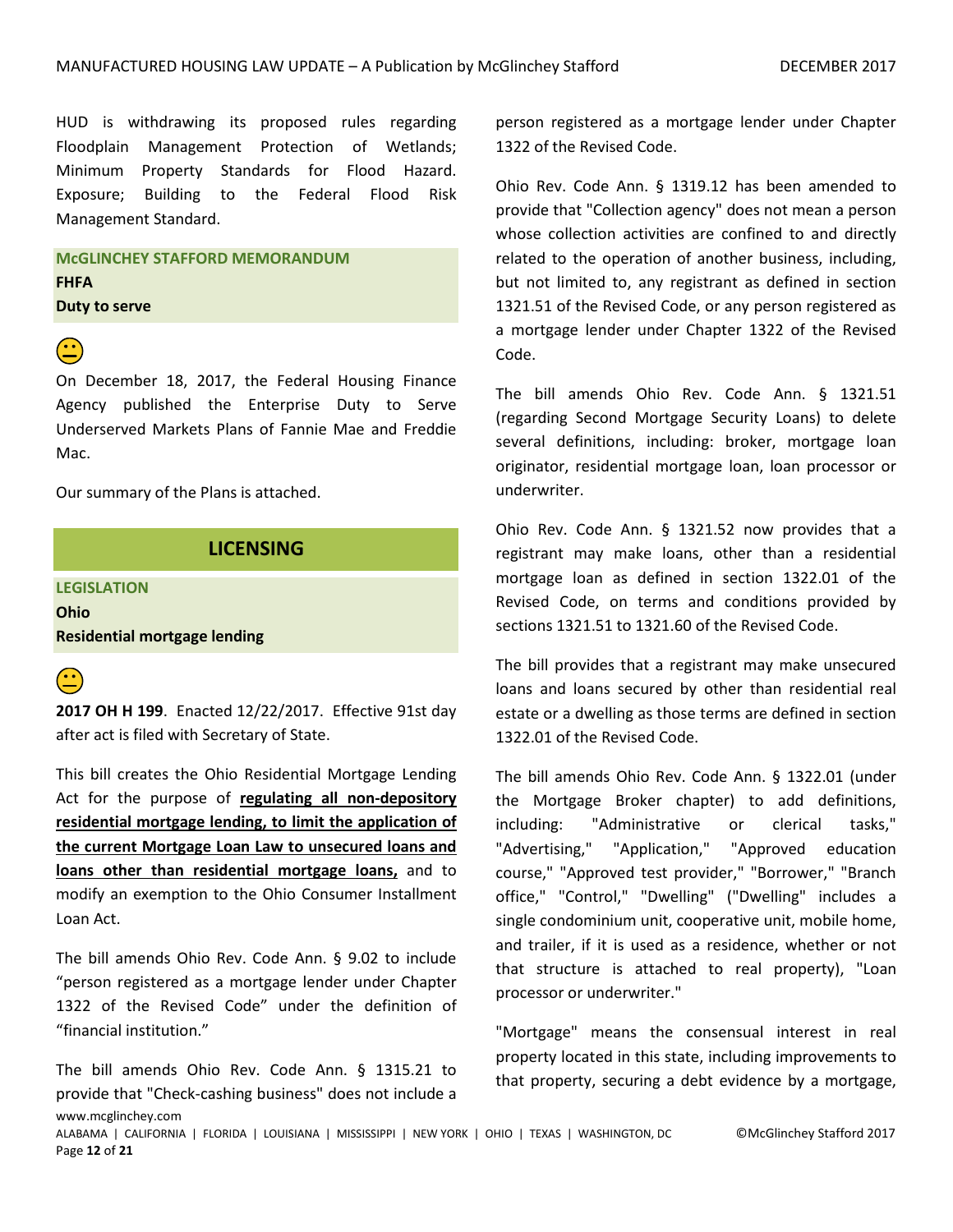HUD is withdrawing its proposed rules regarding Floodplain Management Protection of Wetlands; Minimum Property Standards for Flood Hazard. Exposure; Building to the Federal Flood Risk Management Standard.

**McGLINCHEY STAFFORD MEMORANDUM**
**FHFA**
**Duty to serve**

😐

On December 18, 2017, the Federal Housing Finance Agency published the Enterprise Duty to Serve Underserved Markets Plans of Fannie Mae and Freddie Mac.

Our summary of the Plans is attached.

## LICENSING

**LEGISLATION**
**Ohio**
**Residential mortgage lending**

😐

**2017 OH H 199**. Enacted 12/22/2017. Effective 91st day after act is filed with Secretary of State.

This bill creates the Ohio Residential Mortgage Lending Act for the purpose of **regulating all non-depository residential mortgage lending, to limit the application of the current Mortgage Loan Law to unsecured loans and loans other than residential mortgage loans,** and to modify an exemption to the Ohio Consumer Installment Loan Act.

The bill amends Ohio Rev. Code Ann. § 9.02 to include "person registered as a mortgage lender under Chapter 1322 of the Revised Code" under the definition of "financial institution."

The bill amends Ohio Rev. Code Ann. § 1315.21 to provide that "Check-cashing business" does not include a person registered as a mortgage lender under Chapter 1322 of the Revised Code.

Ohio Rev. Code Ann. § 1319.12 has been amended to provide that "Collection agency" does not mean a person whose collection activities are confined to and directly related to the operation of another business, including, but not limited to, any registrant as defined in section 1321.51 of the Revised Code, or any person registered as a mortgage lender under Chapter 1322 of the Revised Code.

The bill amends Ohio Rev. Code Ann. § 1321.51 (regarding Second Mortgage Security Loans) to delete several definitions, including: broker, mortgage loan originator, residential mortgage loan, loan processor or underwriter.

Ohio Rev. Code Ann. § 1321.52 now provides that a registrant may make loans, other than a residential mortgage loan as defined in section 1322.01 of the Revised Code, on terms and conditions provided by sections 1321.51 to 1321.60 of the Revised Code.

The bill provides that a registrant may make unsecured loans and loans secured by other than residential real estate or a dwelling as those terms are defined in section 1322.01 of the Revised Code.

The bill amends Ohio Rev. Code Ann. § 1322.01 (under the Mortgage Broker chapter) to add definitions, including: "Administrative or clerical tasks," "Advertising," "Application," "Approved education course," "Approved test provider," "Borrower," "Branch office," "Control," "Dwelling" ("Dwelling" includes a single condominium unit, cooperative unit, mobile home, and trailer, if it is used as a residence, whether or not that structure is attached to real property), "Loan processor or underwriter."

"Mortgage" means the consensual interest in real property located in this state, including improvements to that property, securing a debt evidence by a mortgage,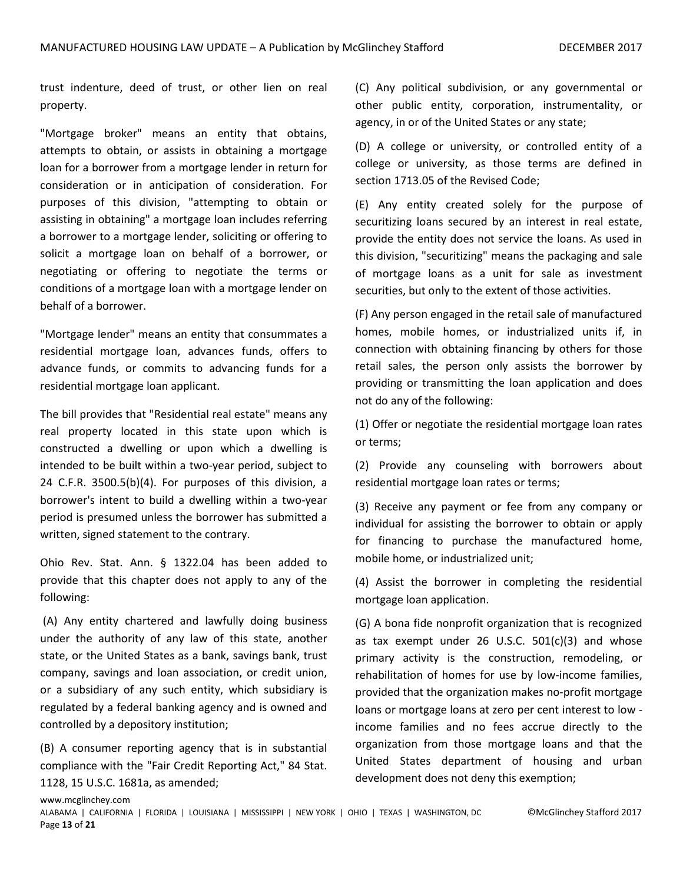trust indenture, deed of trust, or other lien on real property.

"Mortgage broker" means an entity that obtains, attempts to obtain, or assists in obtaining a mortgage loan for a borrower from a mortgage lender in return for consideration or in anticipation of consideration. For purposes of this division, "attempting to obtain or assisting in obtaining" a mortgage loan includes referring a borrower to a mortgage lender, soliciting or offering to solicit a mortgage loan on behalf of a borrower, or negotiating or offering to negotiate the terms or conditions of a mortgage loan with a mortgage lender on behalf of a borrower.

"Mortgage lender" means an entity that consummates a residential mortgage loan, advances funds, offers to advance funds, or commits to advancing funds for a residential mortgage loan applicant.

The bill provides that "Residential real estate" means any real property located in this state upon which is constructed a dwelling or upon which a dwelling is intended to be built within a two-year period, subject to 24 C.F.R. 3500.5(b)(4). For purposes of this division, a borrower's intent to build a dwelling within a two-year period is presumed unless the borrower has submitted a written, signed statement to the contrary.

Ohio Rev. Stat. Ann. § 1322.04 has been added to provide that this chapter does not apply to any of the following:

(A) Any entity chartered and lawfully doing business under the authority of any law of this state, another state, or the United States as a bank, savings bank, trust company, savings and loan association, or credit union, or a subsidiary of any such entity, which subsidiary is regulated by a federal banking agency and is owned and controlled by a depository institution;

(B) A consumer reporting agency that is in substantial compliance with the "Fair Credit Reporting Act," 84 Stat. 1128, 15 U.S.C. 1681a, as amended;

(C) Any political subdivision, or any governmental or other public entity, corporation, instrumentality, or agency, in or of the United States or any state;

(D) A college or university, or controlled entity of a college or university, as those terms are defined in section 1713.05 of the Revised Code;

(E) Any entity created solely for the purpose of securitizing loans secured by an interest in real estate, provide the entity does not service the loans. As used in this division, "securitizing" means the packaging and sale of mortgage loans as a unit for sale as investment securities, but only to the extent of those activities.

(F) Any person engaged in the retail sale of manufactured homes, mobile homes, or industrialized units if, in connection with obtaining financing by others for those retail sales, the person only assists the borrower by providing or transmitting the loan application and does not do any of the following:

(1) Offer or negotiate the residential mortgage loan rates or terms;

(2) Provide any counseling with borrowers about residential mortgage loan rates or terms;

(3) Receive any payment or fee from any company or individual for assisting the borrower to obtain or apply for financing to purchase the manufactured home, mobile home, or industrialized unit;

(4) Assist the borrower in completing the residential mortgage loan application.

(G) A bona fide nonprofit organization that is recognized as tax exempt under 26 U.S.C. 501(c)(3) and whose primary activity is the construction, remodeling, or rehabilitation of homes for use by low-income families, provided that the organization makes no-profit mortgage loans or mortgage loans at zero per cent interest to low - income families and no fees accrue directly to the organization from those mortgage loans and that the United States department of housing and urban development does not deny this exemption;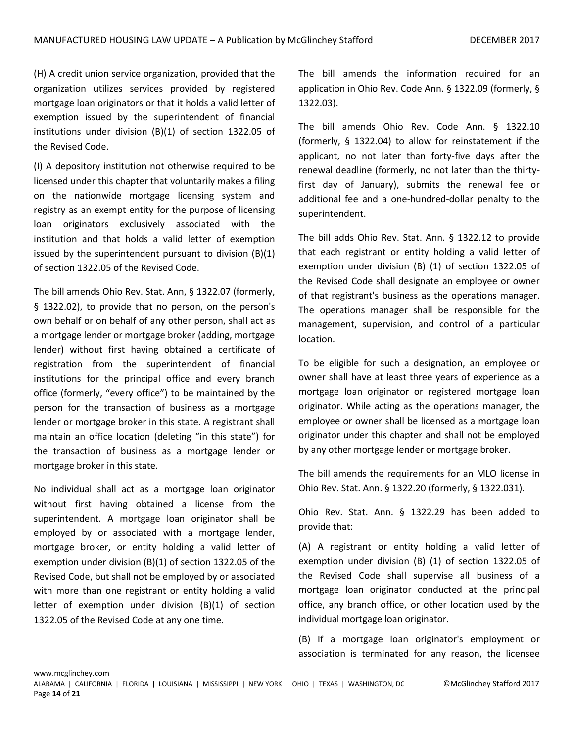(H) A credit union service organization, provided that the organization utilizes services provided by registered mortgage loan originators or that it holds a valid letter of exemption issued by the superintendent of financial institutions under division (B)(1) of section 1322.05 of the Revised Code.

(I) A depository institution not otherwise required to be licensed under this chapter that voluntarily makes a filing on the nationwide mortgage licensing system and registry as an exempt entity for the purpose of licensing loan originators exclusively associated with the institution and that holds a valid letter of exemption issued by the superintendent pursuant to division (B)(1) of section 1322.05 of the Revised Code.

The bill amends Ohio Rev. Stat. Ann, § 1322.07 (formerly, § 1322.02), to provide that no person, on the person's own behalf or on behalf of any other person, shall act as a mortgage lender or mortgage broker (adding, mortgage lender) without first having obtained a certificate of registration from the superintendent of financial institutions for the principal office and every branch office (formerly, "every office") to be maintained by the person for the transaction of business as a mortgage lender or mortgage broker in this state. A registrant shall maintain an office location (deleting "in this state") for the transaction of business as a mortgage lender or mortgage broker in this state.

No individual shall act as a mortgage loan originator without first having obtained a license from the superintendent. A mortgage loan originator shall be employed by or associated with a mortgage lender, mortgage broker, or entity holding a valid letter of exemption under division (B)(1) of section 1322.05 of the Revised Code, but shall not be employed by or associated with more than one registrant or entity holding a valid letter of exemption under division (B)(1) of section 1322.05 of the Revised Code at any one time.

The bill amends the information required for an application in Ohio Rev. Code Ann. § 1322.09 (formerly, § 1322.03).

The bill amends Ohio Rev. Code Ann. § 1322.10 (formerly, § 1322.04) to allow for reinstatement if the applicant, no not later than forty-five days after the renewal deadline (formerly, no not later than the thirty-first day of January), submits the renewal fee or additional fee and a one-hundred-dollar penalty to the superintendent.

The bill adds Ohio Rev. Stat. Ann. § 1322.12 to provide that each registrant or entity holding a valid letter of exemption under division (B) (1) of section 1322.05 of the Revised Code shall designate an employee or owner of that registrant's business as the operations manager. The operations manager shall be responsible for the management, supervision, and control of a particular location.

To be eligible for such a designation, an employee or owner shall have at least three years of experience as a mortgage loan originator or registered mortgage loan originator. While acting as the operations manager, the employee or owner shall be licensed as a mortgage loan originator under this chapter and shall not be employed by any other mortgage lender or mortgage broker.

The bill amends the requirements for an MLO license in Ohio Rev. Stat. Ann. § 1322.20 (formerly, § 1322.031).

Ohio Rev. Stat. Ann. § 1322.29 has been added to provide that:

(A) A registrant or entity holding a valid letter of exemption under division (B) (1) of section 1322.05 of the Revised Code shall supervise all business of a mortgage loan originator conducted at the principal office, any branch office, or other location used by the individual mortgage loan originator.

(B) If a mortgage loan originator's employment or association is terminated for any reason, the licensee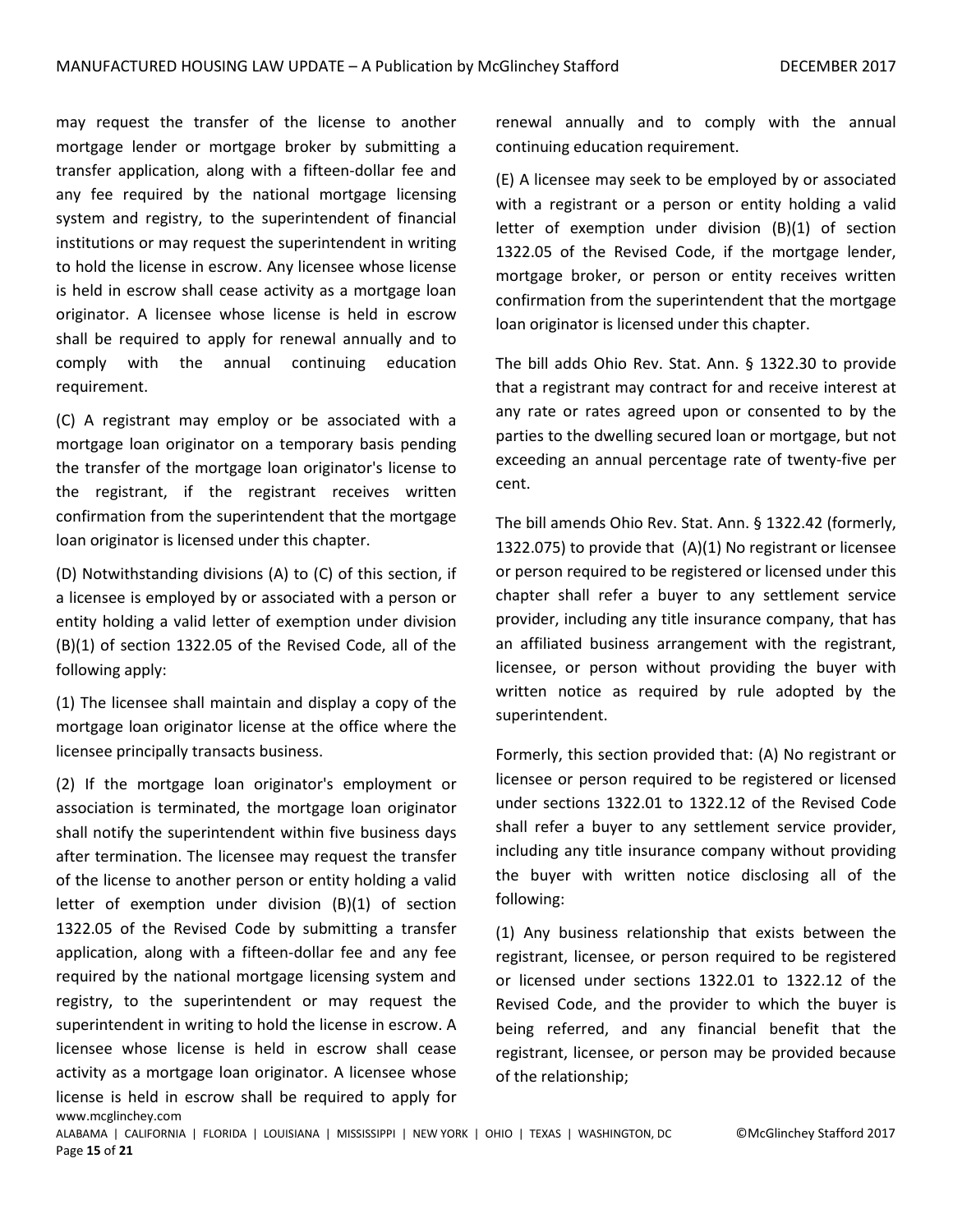may request the transfer of the license to another mortgage lender or mortgage broker by submitting a transfer application, along with a fifteen-dollar fee and any fee required by the national mortgage licensing system and registry, to the superintendent of financial institutions or may request the superintendent in writing to hold the license in escrow. Any licensee whose license is held in escrow shall cease activity as a mortgage loan originator. A licensee whose license is held in escrow shall be required to apply for renewal annually and to comply with the annual continuing education requirement.

(C) A registrant may employ or be associated with a mortgage loan originator on a temporary basis pending the transfer of the mortgage loan originator's license to the registrant, if the registrant receives written confirmation from the superintendent that the mortgage loan originator is licensed under this chapter.

(D) Notwithstanding divisions (A) to (C) of this section, if a licensee is employed by or associated with a person or entity holding a valid letter of exemption under division (B)(1) of section 1322.05 of the Revised Code, all of the following apply:

(1) The licensee shall maintain and display a copy of the mortgage loan originator license at the office where the licensee principally transacts business.

(2) If the mortgage loan originator's employment or association is terminated, the mortgage loan originator shall notify the superintendent within five business days after termination. The licensee may request the transfer of the license to another person or entity holding a valid letter of exemption under division (B)(1) of section 1322.05 of the Revised Code by submitting a transfer application, along with a fifteen-dollar fee and any fee required by the national mortgage licensing system and registry, to the superintendent or may request the superintendent in writing to hold the license in escrow. A licensee whose license is held in escrow shall cease activity as a mortgage loan originator. A licensee whose license is held in escrow shall be required to apply for renewal annually and to comply with the annual continuing education requirement.

(E) A licensee may seek to be employed by or associated with a registrant or a person or entity holding a valid letter of exemption under division (B)(1) of section 1322.05 of the Revised Code, if the mortgage lender, mortgage broker, or person or entity receives written confirmation from the superintendent that the mortgage loan originator is licensed under this chapter.

The bill adds Ohio Rev. Stat. Ann. § 1322.30 to provide that a registrant may contract for and receive interest at any rate or rates agreed upon or consented to by the parties to the dwelling secured loan or mortgage, but not exceeding an annual percentage rate of twenty-five per cent.

The bill amends Ohio Rev. Stat. Ann. § 1322.42 (formerly, 1322.075) to provide that (A)(1) No registrant or licensee or person required to be registered or licensed under this chapter shall refer a buyer to any settlement service provider, including any title insurance company, that has an affiliated business arrangement with the registrant, licensee, or person without providing the buyer with written notice as required by rule adopted by the superintendent.

Formerly, this section provided that: (A) No registrant or licensee or person required to be registered or licensed under sections 1322.01 to 1322.12 of the Revised Code shall refer a buyer to any settlement service provider, including any title insurance company without providing the buyer with written notice disclosing all of the following:

(1) Any business relationship that exists between the registrant, licensee, or person required to be registered or licensed under sections 1322.01 to 1322.12 of the Revised Code, and the provider to which the buyer is being referred, and any financial benefit that the registrant, licensee, or person may be provided because of the relationship;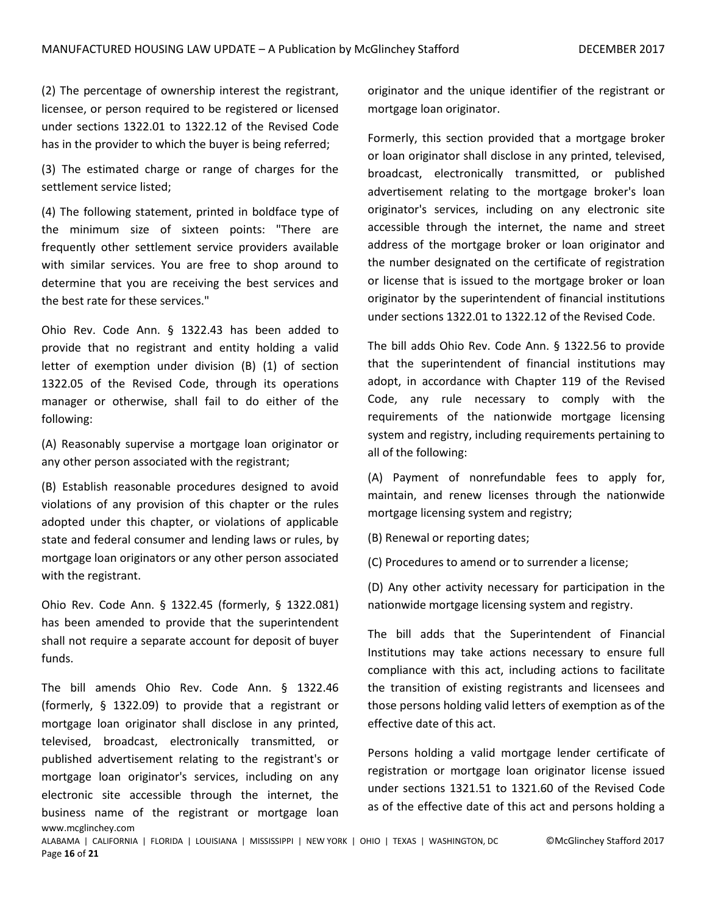(2) The percentage of ownership interest the registrant, licensee, or person required to be registered or licensed under sections 1322.01 to 1322.12 of the Revised Code has in the provider to which the buyer is being referred;

(3) The estimated charge or range of charges for the settlement service listed;

(4) The following statement, printed in boldface type of the minimum size of sixteen points: "There are frequently other settlement service providers available with similar services. You are free to shop around to determine that you are receiving the best services and the best rate for these services."

Ohio Rev. Code Ann. § 1322.43 has been added to provide that no registrant and entity holding a valid letter of exemption under division (B) (1) of section 1322.05 of the Revised Code, through its operations manager or otherwise, shall fail to do either of the following:

(A) Reasonably supervise a mortgage loan originator or any other person associated with the registrant;

(B) Establish reasonable procedures designed to avoid violations of any provision of this chapter or the rules adopted under this chapter, or violations of applicable state and federal consumer and lending laws or rules, by mortgage loan originators or any other person associated with the registrant.

Ohio Rev. Code Ann. § 1322.45 (formerly, § 1322.081) has been amended to provide that the superintendent shall not require a separate account for deposit of buyer funds.

The bill amends Ohio Rev. Code Ann. § 1322.46 (formerly, § 1322.09) to provide that a registrant or mortgage loan originator shall disclose in any printed, televised, broadcast, electronically transmitted, or published advertisement relating to the registrant's or mortgage loan originator's services, including on any electronic site accessible through the internet, the business name of the registrant or mortgage loan originator and the unique identifier of the registrant or mortgage loan originator.

Formerly, this section provided that a mortgage broker or loan originator shall disclose in any printed, televised, broadcast, electronically transmitted, or published advertisement relating to the mortgage broker's loan originator's services, including on any electronic site accessible through the internet, the name and street address of the mortgage broker or loan originator and the number designated on the certificate of registration or license that is issued to the mortgage broker or loan originator by the superintendent of financial institutions under sections 1322.01 to 1322.12 of the Revised Code.

The bill adds Ohio Rev. Code Ann. § 1322.56 to provide that the superintendent of financial institutions may adopt, in accordance with Chapter 119 of the Revised Code, any rule necessary to comply with the requirements of the nationwide mortgage licensing system and registry, including requirements pertaining to all of the following:

(A) Payment of nonrefundable fees to apply for, maintain, and renew licenses through the nationwide mortgage licensing system and registry;

(B) Renewal or reporting dates;

(C) Procedures to amend or to surrender a license;

(D) Any other activity necessary for participation in the nationwide mortgage licensing system and registry.

The bill adds that the Superintendent of Financial Institutions may take actions necessary to ensure full compliance with this act, including actions to facilitate the transition of existing registrants and licensees and those persons holding valid letters of exemption as of the effective date of this act.

Persons holding a valid mortgage lender certificate of registration or mortgage loan originator license issued under sections 1321.51 to 1321.60 of the Revised Code as of the effective date of this act and persons holding a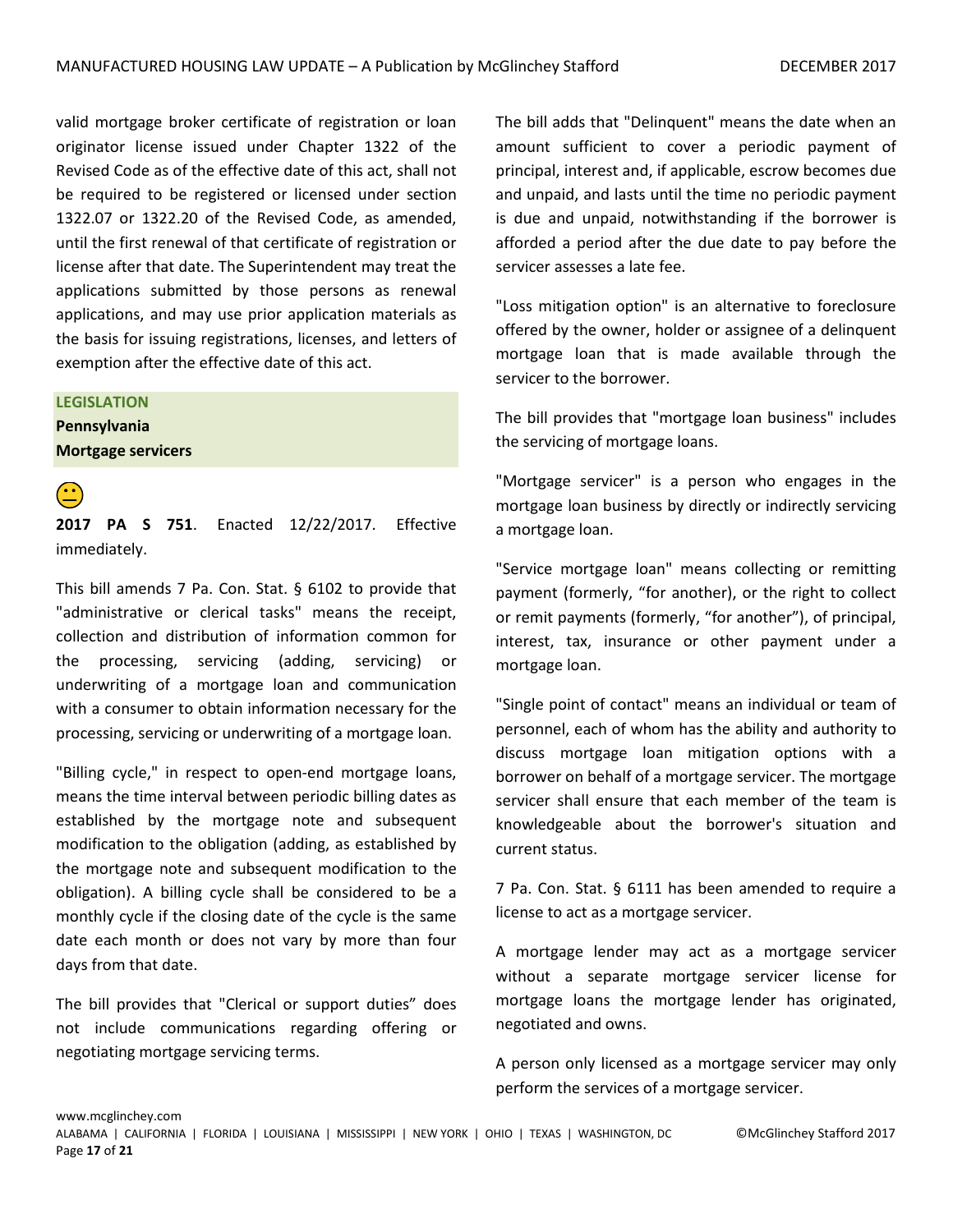valid mortgage broker certificate of registration or loan originator license issued under Chapter 1322 of the Revised Code as of the effective date of this act, shall not be required to be registered or licensed under section 1322.07 or 1322.20 of the Revised Code, as amended, until the first renewal of that certificate of registration or license after that date. The Superintendent may treat the applications submitted by those persons as renewal applications, and may use prior application materials as the basis for issuing registrations, licenses, and letters of exemption after the effective date of this act.

**LEGISLATION**
**Pennsylvania**
**Mortgage servicers**

😐

**2017 PA S 751**. Enacted 12/22/2017. Effective immediately.

This bill amends 7 Pa. Con. Stat. § 6102 to provide that "administrative or clerical tasks" means the receipt, collection and distribution of information common for the processing, servicing (adding, servicing) or underwriting of a mortgage loan and communication with a consumer to obtain information necessary for the processing, servicing or underwriting of a mortgage loan.

"Billing cycle," in respect to open-end mortgage loans, means the time interval between periodic billing dates as established by the mortgage note and subsequent modification to the obligation (adding, as established by the mortgage note and subsequent modification to the obligation). A billing cycle shall be considered to be a monthly cycle if the closing date of the cycle is the same date each month or does not vary by more than four days from that date.

The bill provides that "Clerical or support duties" does not include communications regarding offering or negotiating mortgage servicing terms.

The bill adds that "Delinquent" means the date when an amount sufficient to cover a periodic payment of principal, interest and, if applicable, escrow becomes due and unpaid, and lasts until the time no periodic payment is due and unpaid, notwithstanding if the borrower is afforded a period after the due date to pay before the servicer assesses a late fee.

"Loss mitigation option" is an alternative to foreclosure offered by the owner, holder or assignee of a delinquent mortgage loan that is made available through the servicer to the borrower.

The bill provides that "mortgage loan business" includes the servicing of mortgage loans.

"Mortgage servicer" is a person who engages in the mortgage loan business by directly or indirectly servicing a mortgage loan.

"Service mortgage loan" means collecting or remitting payment (formerly, "for another), or the right to collect or remit payments (formerly, "for another"), of principal, interest, tax, insurance or other payment under a mortgage loan.

"Single point of contact" means an individual or team of personnel, each of whom has the ability and authority to discuss mortgage loan mitigation options with a borrower on behalf of a mortgage servicer. The mortgage servicer shall ensure that each member of the team is knowledgeable about the borrower's situation and current status.

7 Pa. Con. Stat. § 6111 has been amended to require a license to act as a mortgage servicer.

A mortgage lender may act as a mortgage servicer without a separate mortgage servicer license for mortgage loans the mortgage lender has originated, negotiated and owns.

A person only licensed as a mortgage servicer may only perform the services of a mortgage servicer.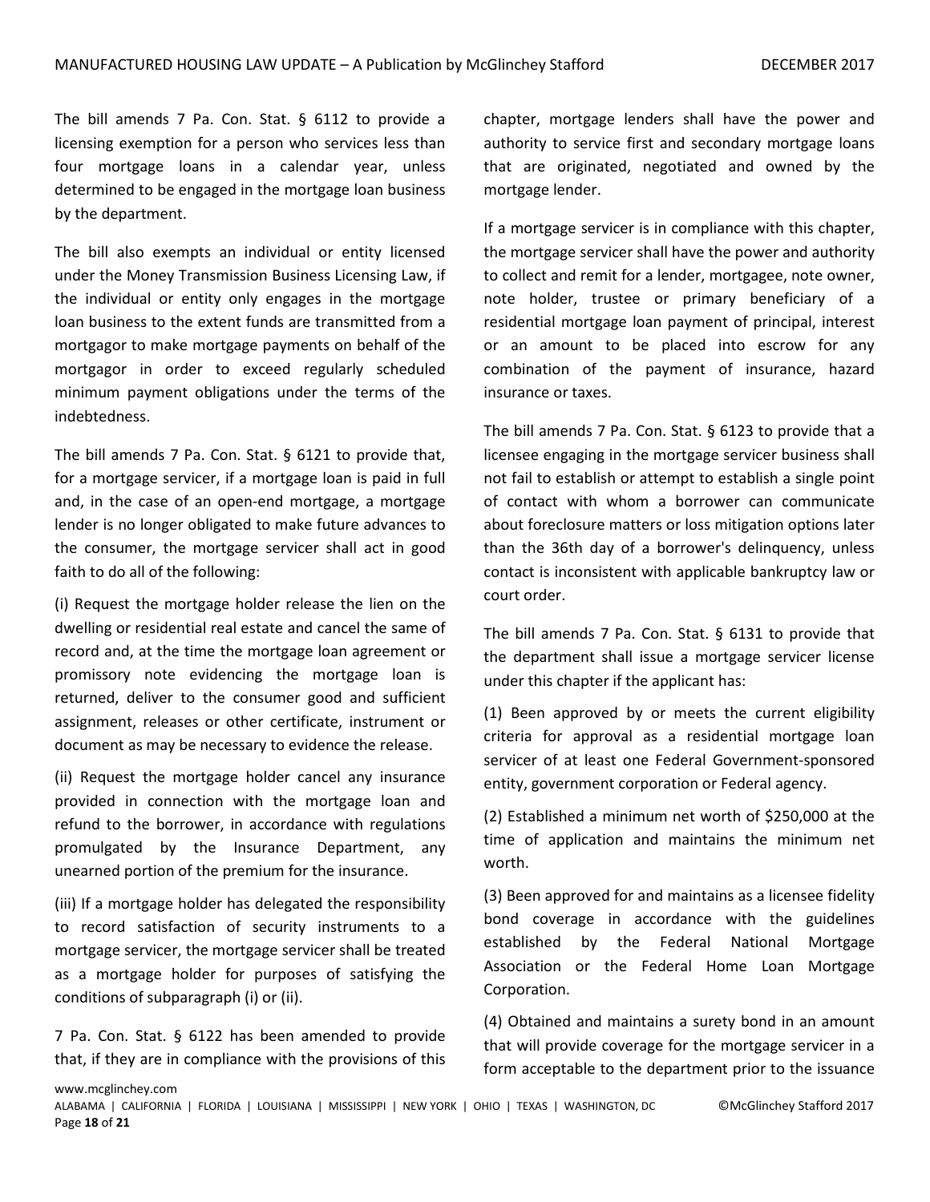The bill amends 7 Pa. Con. Stat. § 6112 to provide a licensing exemption for a person who services less than four mortgage loans in a calendar year, unless determined to be engaged in the mortgage loan business by the department.

The bill also exempts an individual or entity licensed under the Money Transmission Business Licensing Law, if the individual or entity only engages in the mortgage loan business to the extent funds are transmitted from a mortgagor to make mortgage payments on behalf of the mortgagor in order to exceed regularly scheduled minimum payment obligations under the terms of the indebtedness.

The bill amends 7 Pa. Con. Stat. § 6121 to provide that, for a mortgage servicer, if a mortgage loan is paid in full and, in the case of an open-end mortgage, a mortgage lender is no longer obligated to make future advances to the consumer, the mortgage servicer shall act in good faith to do all of the following:

(i) Request the mortgage holder release the lien on the dwelling or residential real estate and cancel the same of record and, at the time the mortgage loan agreement or promissory note evidencing the mortgage loan is returned, deliver to the consumer good and sufficient assignment, releases or other certificate, instrument or document as may be necessary to evidence the release.

(ii) Request the mortgage holder cancel any insurance provided in connection with the mortgage loan and refund to the borrower, in accordance with regulations promulgated by the Insurance Department, any unearned portion of the premium for the insurance.

(iii) If a mortgage holder has delegated the responsibility to record satisfaction of security instruments to a mortgage servicer, the mortgage servicer shall be treated as a mortgage holder for purposes of satisfying the conditions of subparagraph (i) or (ii).

7 Pa. Con. Stat. § 6122 has been amended to provide that, if they are in compliance with the provisions of this chapter, mortgage lenders shall have the power and authority to service first and secondary mortgage loans that are originated, negotiated and owned by the mortgage lender.

If a mortgage servicer is in compliance with this chapter, the mortgage servicer shall have the power and authority to collect and remit for a lender, mortgagee, note owner, note holder, trustee or primary beneficiary of a residential mortgage loan payment of principal, interest or an amount to be placed into escrow for any combination of the payment of insurance, hazard insurance or taxes.

The bill amends 7 Pa. Con. Stat. § 6123 to provide that a licensee engaging in the mortgage servicer business shall not fail to establish or attempt to establish a single point of contact with whom a borrower can communicate about foreclosure matters or loss mitigation options later than the 36th day of a borrower's delinquency, unless contact is inconsistent with applicable bankruptcy law or court order.

The bill amends 7 Pa. Con. Stat. § 6131 to provide that the department shall issue a mortgage servicer license under this chapter if the applicant has:

(1) Been approved by or meets the current eligibility criteria for approval as a residential mortgage loan servicer of at least one Federal Government-sponsored entity, government corporation or Federal agency.

(2) Established a minimum net worth of $250,000 at the time of application and maintains the minimum net worth.

(3) Been approved for and maintains as a licensee fidelity bond coverage in accordance with the guidelines established by the Federal National Mortgage Association or the Federal Home Loan Mortgage Corporation.

(4) Obtained and maintains a surety bond in an amount that will provide coverage for the mortgage servicer in a form acceptable to the department prior to the issuance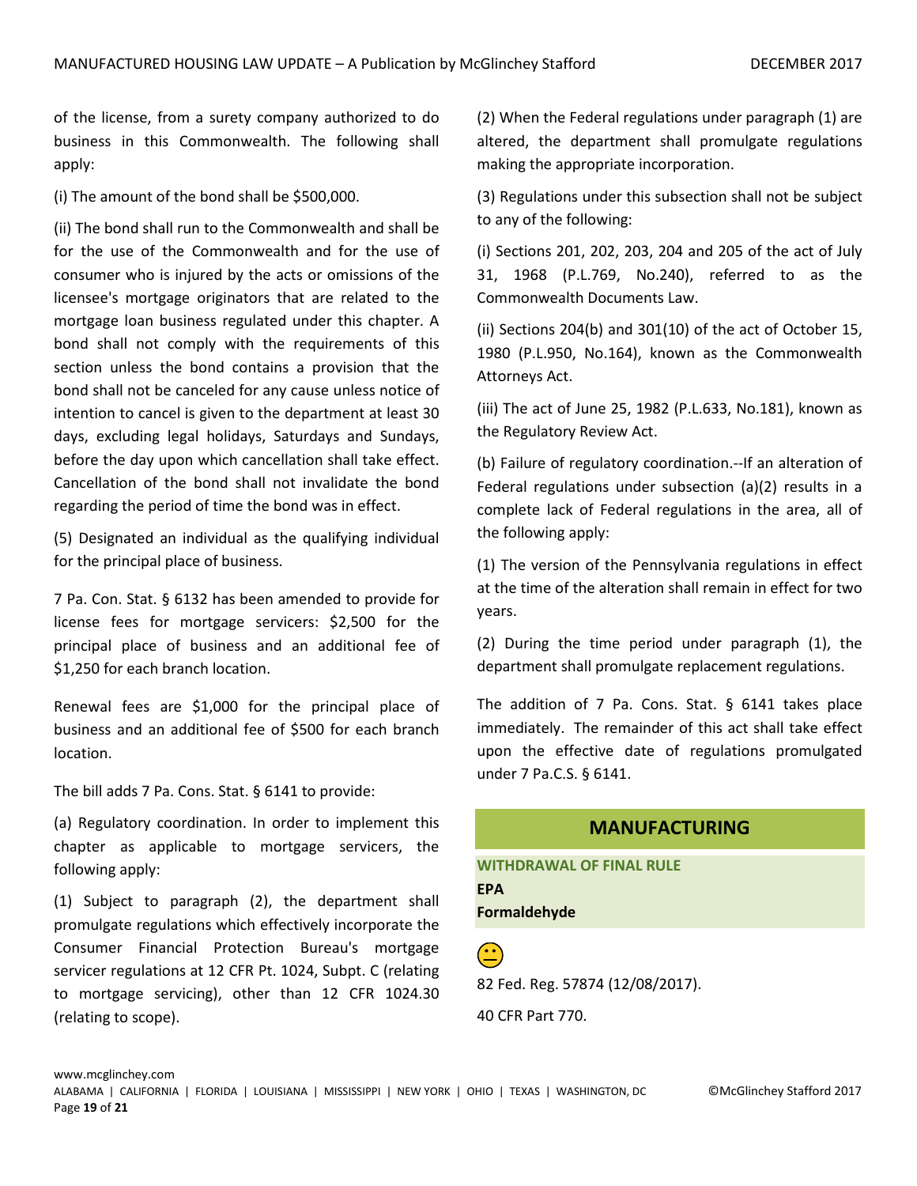of the license, from a surety company authorized to do business in this Commonwealth. The following shall apply:

(i) The amount of the bond shall be $500,000.

(ii) The bond shall run to the Commonwealth and shall be for the use of the Commonwealth and for the use of consumer who is injured by the acts or omissions of the licensee's mortgage originators that are related to the mortgage loan business regulated under this chapter. A bond shall not comply with the requirements of this section unless the bond contains a provision that the bond shall not be canceled for any cause unless notice of intention to cancel is given to the department at least 30 days, excluding legal holidays, Saturdays and Sundays, before the day upon which cancellation shall take effect. Cancellation of the bond shall not invalidate the bond regarding the period of time the bond was in effect.

(5) Designated an individual as the qualifying individual for the principal place of business.

7 Pa. Con. Stat. § 6132 has been amended to provide for license fees for mortgage servicers: $2,500 for the principal place of business and an additional fee of $1,250 for each branch location.

Renewal fees are $1,000 for the principal place of business and an additional fee of $500 for each branch location.

The bill adds 7 Pa. Cons. Stat. § 6141 to provide:

(a) Regulatory coordination. In order to implement this chapter as applicable to mortgage servicers, the following apply:

(1) Subject to paragraph (2), the department shall promulgate regulations which effectively incorporate the Consumer Financial Protection Bureau's mortgage servicer regulations at 12 CFR Pt. 1024, Subpt. C (relating to mortgage servicing), other than 12 CFR 1024.30 (relating to scope).

(2) When the Federal regulations under paragraph (1) are altered, the department shall promulgate regulations making the appropriate incorporation.

(3) Regulations under this subsection shall not be subject to any of the following:

(i) Sections 201, 202, 203, 204 and 205 of the act of July 31, 1968 (P.L.769, No.240), referred to as the Commonwealth Documents Law.

(ii) Sections 204(b) and 301(10) of the act of October 15, 1980 (P.L.950, No.164), known as the Commonwealth Attorneys Act.

(iii) The act of June 25, 1982 (P.L.633, No.181), known as the Regulatory Review Act.

(b) Failure of regulatory coordination.--If an alteration of Federal regulations under subsection (a)(2) results in a complete lack of Federal regulations in the area, all of the following apply:

(1) The version of the Pennsylvania regulations in effect at the time of the alteration shall remain in effect for two years.

(2) During the time period under paragraph (1), the department shall promulgate replacement regulations.

The addition of 7 Pa. Cons. Stat. § 6141 takes place immediately. The remainder of this act shall take effect upon the effective date of regulations promulgated under 7 Pa.C.S. § 6141.

## MANUFACTURING

**WITHDRAWAL OF FINAL RULE**
**EPA**
**Formaldehyde**

82 Fed. Reg. 57874 (12/08/2017).

40 CFR Part 770.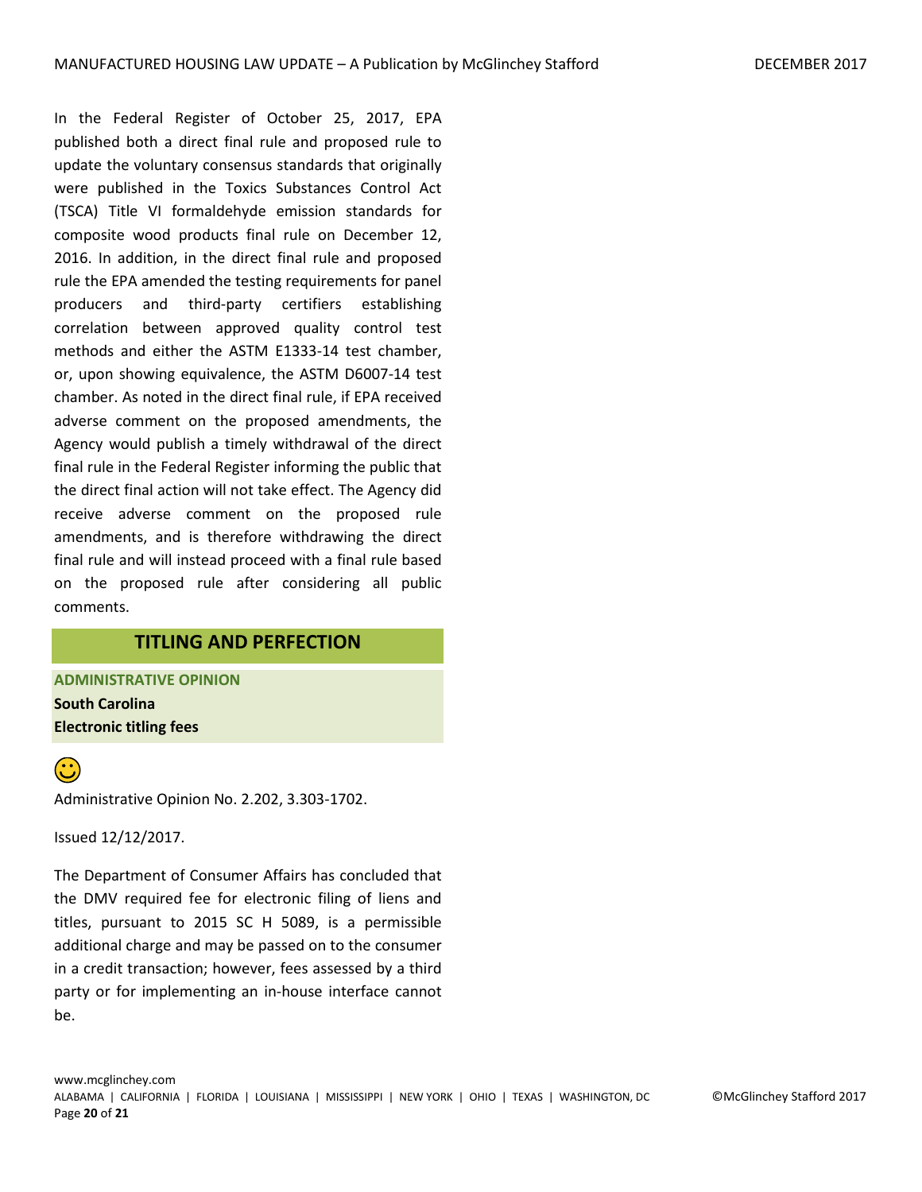In the Federal Register of October 25, 2017, EPA published both a direct final rule and proposed rule to update the voluntary consensus standards that originally were published in the Toxics Substances Control Act (TSCA) Title VI formaldehyde emission standards for composite wood products final rule on December 12, 2016. In addition, in the direct final rule and proposed rule the EPA amended the testing requirements for panel producers and third-party certifiers establishing correlation between approved quality control test methods and either the ASTM E1333-14 test chamber, or, upon showing equivalence, the ASTM D6007-14 test chamber. As noted in the direct final rule, if EPA received adverse comment on the proposed amendments, the Agency would publish a timely withdrawal of the direct final rule in the Federal Register informing the public that the direct final action will not take effect. The Agency did receive adverse comment on the proposed rule amendments, and is therefore withdrawing the direct final rule and will instead proceed with a final rule based on the proposed rule after considering all public comments.

## TITLING AND PERFECTION

**ADMINISTRATIVE OPINION**
**South Carolina**
**Electronic titling fees**

☺

Administrative Opinion No. 2.202, 3.303-1702.

Issued 12/12/2017.

The Department of Consumer Affairs has concluded that the DMV required fee for electronic filing of liens and titles, pursuant to 2015 SC H 5089, is a permissible additional charge and may be passed on to the consumer in a credit transaction; however, fees assessed by a third party or for implementing an in-house interface cannot be.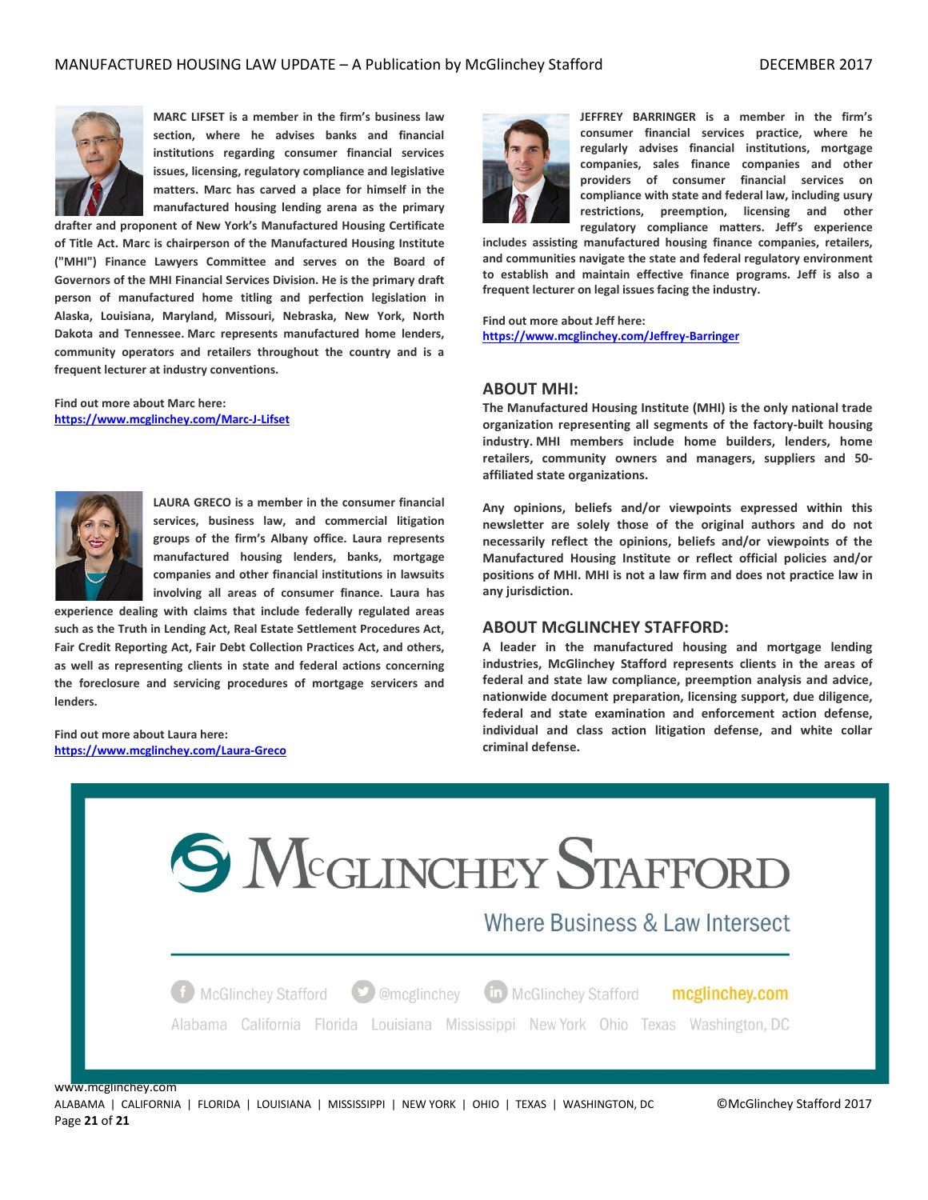**MARC LIFSET** is a member in the firm's business law section, where he advises banks and financial institutions regarding consumer financial services issues, licensing, regulatory compliance and legislative matters. Marc has carved a place for himself in the manufactured housing lending arena as the primary drafter and proponent of New York's Manufactured Housing Certificate of Title Act. Marc is chairperson of the Manufactured Housing Institute ("MHI") Finance Lawyers Committee and serves on the Board of Governors of the MHI Financial Services Division. He is the primary draft person of manufactured home titling and perfection legislation in Alaska, Louisiana, Maryland, Missouri, Nebraska, New York, North Dakota and Tennessee. Marc represents manufactured home lenders, community operators and retailers throughout the country and is a frequent lecturer at industry conventions.

Find out more about Marc here:
https://www.mcglinchey.com/Marc-J-Lifset

**LAURA GRECO** is a member in the consumer financial services, business law, and commercial litigation groups of the firm's Albany office. Laura represents manufactured housing lenders, banks, mortgage companies and other financial institutions in lawsuits involving all areas of consumer finance. Laura has experience dealing with claims that include federally regulated areas such as the Truth in Lending Act, Real Estate Settlement Procedures Act, Fair Credit Reporting Act, Fair Debt Collection Practices Act, and others, as well as representing clients in state and federal actions concerning the foreclosure and servicing procedures of mortgage servicers and lenders.

Find out more about Laura here:
https://www.mcglinchey.com/Laura-Greco

**JEFFREY BARRINGER** is a member in the firm's consumer financial services practice, where he regularly advises financial institutions, mortgage companies, sales finance companies and other providers of consumer financial services on compliance with state and federal law, including usury restrictions, preemption, licensing and other regulatory compliance matters. Jeff's experience includes assisting manufactured housing finance companies, retailers, and communities navigate the state and federal regulatory environment to establish and maintain effective finance programs. Jeff is also a frequent lecturer on legal issues facing the industry.

Find out more about Jeff here:
https://www.mcglinchey.com/Jeffrey-Barringer

## ABOUT MHI:

The Manufactured Housing Institute (MHI) is the only national trade organization representing all segments of the factory-built housing industry. MHI members include home builders, lenders, home retailers, community owners and managers, suppliers and 50-affiliated state organizations.

Any opinions, beliefs and/or viewpoints expressed within this newsletter are solely those of the original authors and do not necessarily reflect the opinions, beliefs and/or viewpoints of the Manufactured Housing Institute or reflect official policies and/or positions of MHI. MHI is not a law firm and does not practice law in any jurisdiction.

## ABOUT McGLINCHEY STAFFORD:

A leader in the manufactured housing and mortgage lending industries, McGlinchey Stafford represents clients in the areas of federal and state law compliance, preemption analysis and advice, nationwide document preparation, licensing support, due diligence, federal and state examination and enforcement action defense, individual and class action litigation defense, and white collar criminal defense.

McGLINCHEY STAFFORD

Where Business & Law Intersect

McGlinchey Stafford @mcglinchey McGlinchey Stafford mcglinchey.com

Alabama California Florida Louisiana Mississippi New York Ohio Texas Washington, DC